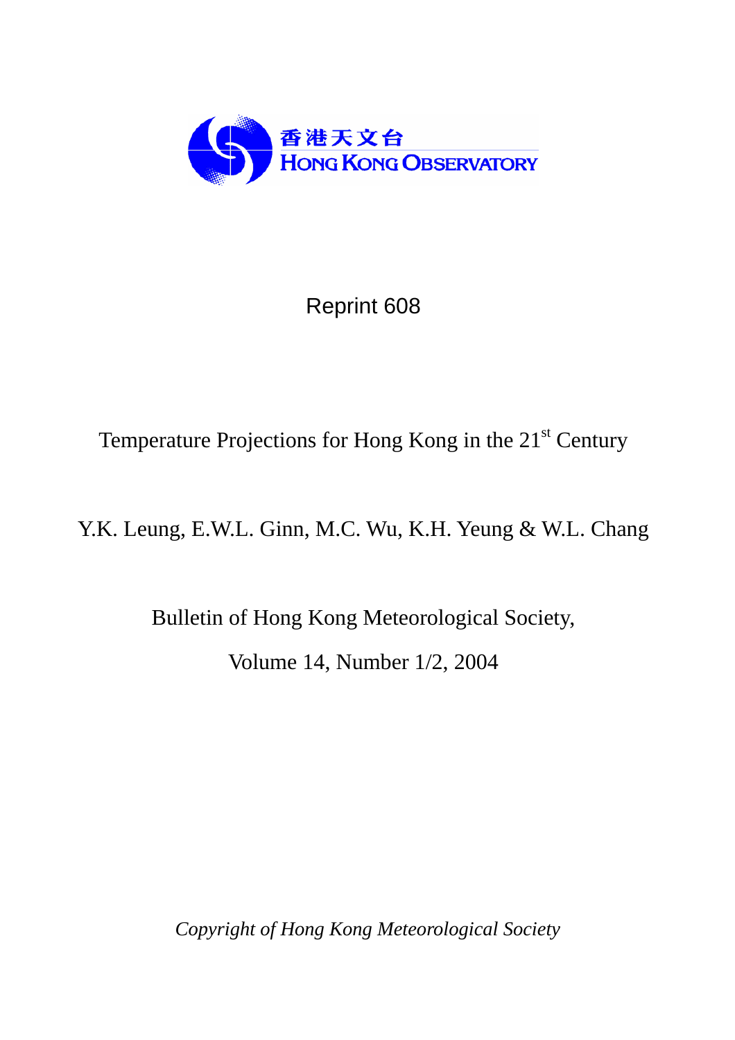香港天文台
HONG KONG OBSERVATORY

Reprint 608

# Temperature Projections for Hong Kong in the 21st Century

Y.K. Leung, E.W.L. Ginn, M.C. Wu, K.H. Yeung & W.L. Chang

Bulletin of Hong Kong Meteorological Society,

Volume 14, Number 1/2, 2004

*Copyright of Hong Kong Meteorological Society*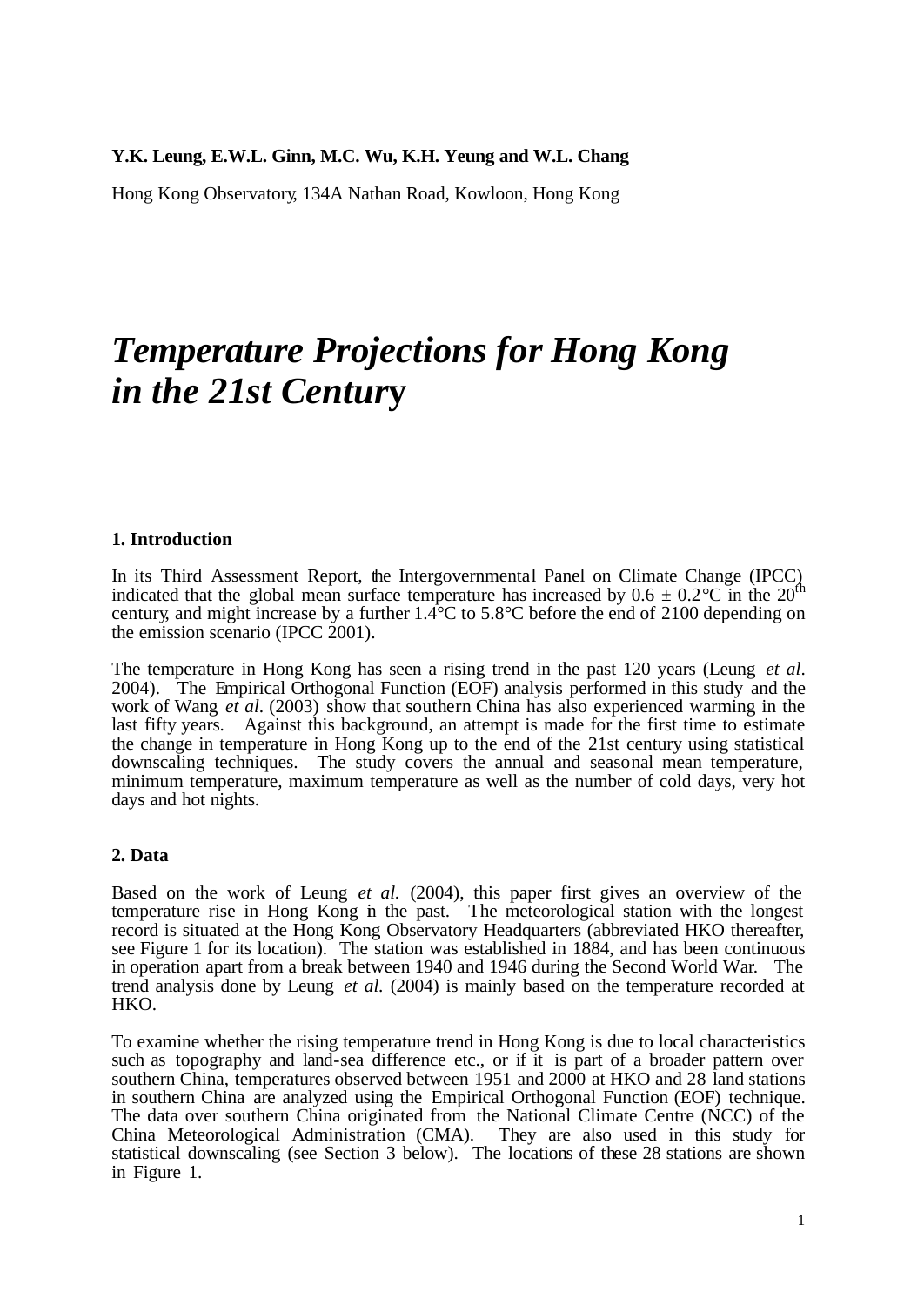**Y.K. Leung, E.W.L. Ginn, M.C. Wu, K.H. Yeung and W.L. Chang**

Hong Kong Observatory, 134A Nathan Road, Kowloon, Hong Kong

# *Temperature Projections for Hong Kong in the 21st Century*

## 1. Introduction

In its Third Assessment Report, the Intergovernmental Panel on Climate Change (IPCC) indicated that the global mean surface temperature has increased by 0.6 ± 0.2°C in the 20th century, and might increase by a further 1.4°C to 5.8°C before the end of 2100 depending on the emission scenario (IPCC 2001).

The temperature in Hong Kong has seen a rising trend in the past 120 years (Leung *et al*. 2004). The Empirical Orthogonal Function (EOF) analysis performed in this study and the work of Wang *et al*. (2003) show that southern China has also experienced warming in the last fifty years. Against this background, an attempt is made for the first time to estimate the change in temperature in Hong Kong up to the end of the 21st century using statistical downscaling techniques. The study covers the annual and seasonal mean temperature, minimum temperature, maximum temperature as well as the number of cold days, very hot days and hot nights.

## 2. Data

Based on the work of Leung *et al.* (2004), this paper first gives an overview of the temperature rise in Hong Kong in the past. The meteorological station with the longest record is situated at the Hong Kong Observatory Headquarters (abbreviated HKO thereafter, see Figure 1 for its location). The station was established in 1884, and has been continuous in operation apart from a break between 1940 and 1946 during the Second World War. The trend analysis done by Leung *et al.* (2004) is mainly based on the temperature recorded at HKO.

To examine whether the rising temperature trend in Hong Kong is due to local characteristics such as topography and land-sea difference etc., or if it is part of a broader pattern over southern China, temperatures observed between 1951 and 2000 at HKO and 28 land stations in southern China are analyzed using the Empirical Orthogonal Function (EOF) technique. The data over southern China originated from the National Climate Centre (NCC) of the China Meteorological Administration (CMA). They are also used in this study for statistical downscaling (see Section 3 below). The locations of these 28 stations are shown in Figure 1.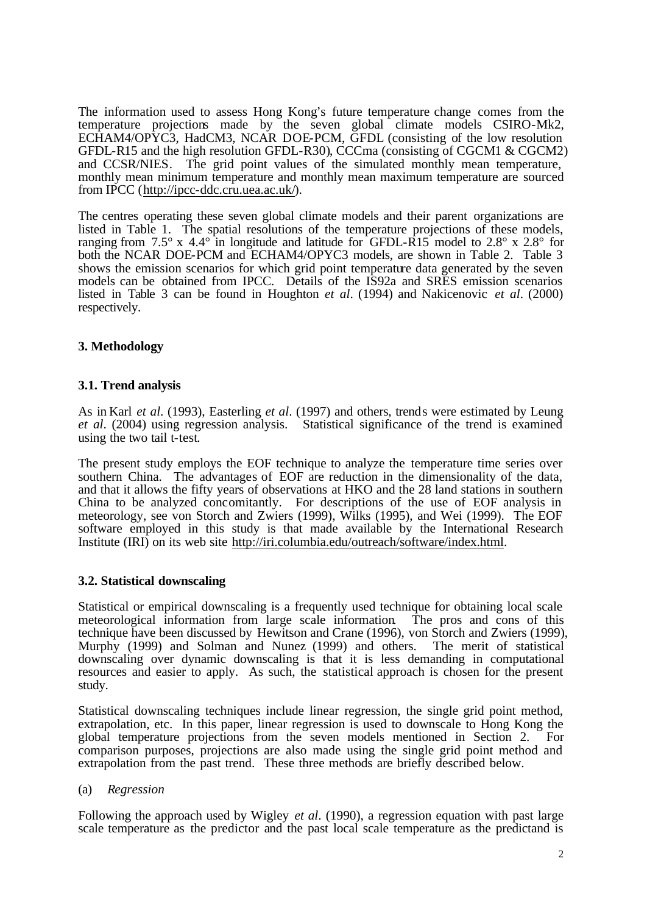The information used to assess Hong Kong's future temperature change comes from the temperature projections made by the seven global climate models CSIRO-Mk2, ECHAM4/OPYC3, HadCM3, NCAR DOE-PCM, GFDL (consisting of the low resolution GFDL-R15 and the high resolution GFDL-R30), CCCma (consisting of CGCM1 & CGCM2) and CCSR/NIES. The grid point values of the simulated monthly mean temperature, monthly mean minimum temperature and monthly mean maximum temperature are sourced from IPCC (http://ipcc-ddc.cru.uea.ac.uk/).

The centres operating these seven global climate models and their parent organizations are listed in Table 1. The spatial resolutions of the temperature projections of these models, ranging from 7.5° x 4.4° in longitude and latitude for GFDL-R15 model to 2.8° x 2.8° for both the NCAR DOE-PCM and ECHAM4/OPYC3 models, are shown in Table 2. Table 3 shows the emission scenarios for which grid point temperature data generated by the seven models can be obtained from IPCC. Details of the IS92a and SRES emission scenarios listed in Table 3 can be found in Houghton *et al*. (1994) and Nakicenovic *et al*. (2000) respectively.

## 3. Methodology

### 3.1. Trend analysis

As in Karl *et al*. (1993), Easterling *et al*. (1997) and others, trends were estimated by Leung *et al*. (2004) using regression analysis. Statistical significance of the trend is examined using the two tail t-test.

The present study employs the EOF technique to analyze the temperature time series over southern China. The advantages of EOF are reduction in the dimensionality of the data, and that it allows the fifty years of observations at HKO and the 28 land stations in southern China to be analyzed concomitantly. For descriptions of the use of EOF analysis in meteorology, see von Storch and Zwiers (1999), Wilks (1995), and Wei (1999). The EOF software employed in this study is that made available by the International Research Institute (IRI) on its web site http://iri.columbia.edu/outreach/software/index.html.

### 3.2. Statistical downscaling

Statistical or empirical downscaling is a frequently used technique for obtaining local scale meteorological information from large scale information. The pros and cons of this technique have been discussed by Hewitson and Crane (1996), von Storch and Zwiers (1999), Murphy (1999) and Solman and Nunez (1999) and others. The merit of statistical downscaling over dynamic downscaling is that it is less demanding in computational resources and easier to apply. As such, the statistical approach is chosen for the present study.

Statistical downscaling techniques include linear regression, the single grid point method, extrapolation, etc. In this paper, linear regression is used to downscale to Hong Kong the global temperature projections from the seven models mentioned in Section 2. For comparison purposes, projections are also made using the single grid point method and extrapolation from the past trend. These three methods are briefly described below.

(a) *Regression*

Following the approach used by Wigley *et al*. (1990), a regression equation with past large scale temperature as the predictor and the past local scale temperature as the predictand is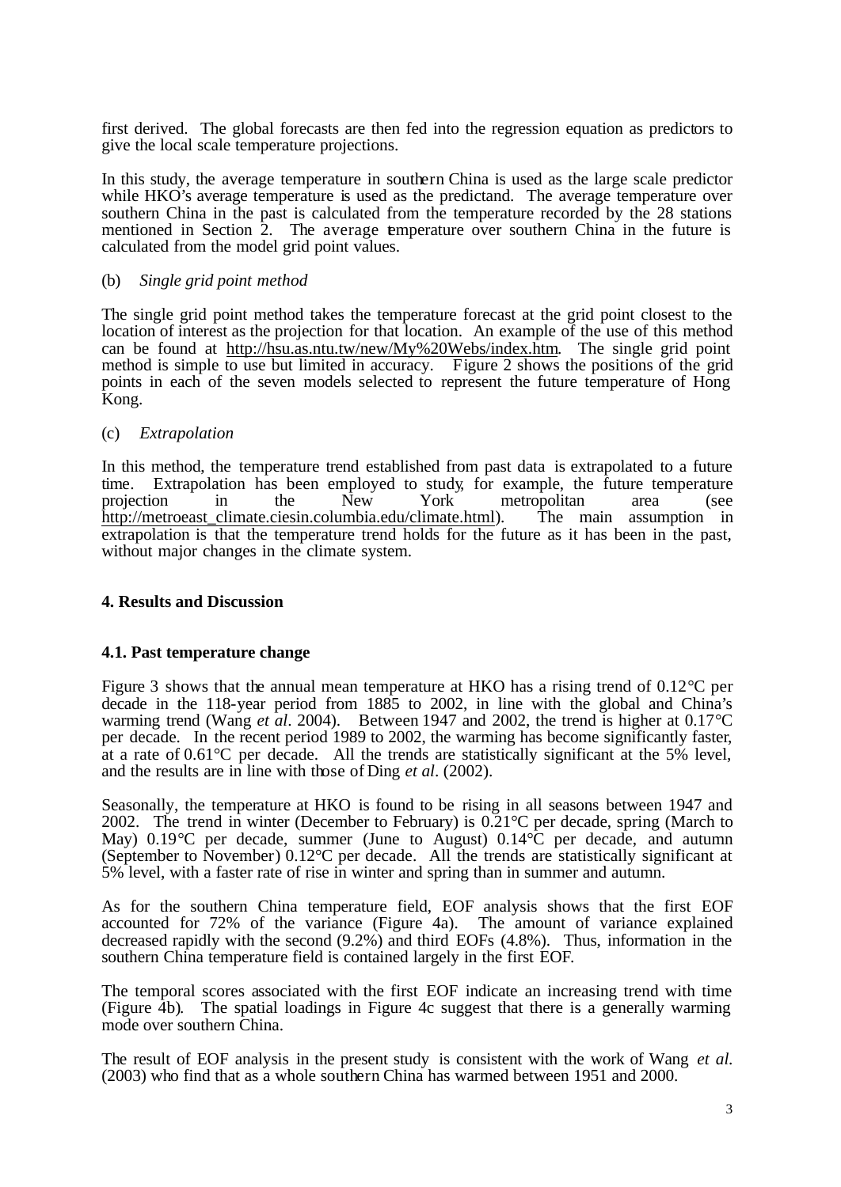first derived. The global forecasts are then fed into the regression equation as predictors to give the local scale temperature projections.

In this study, the average temperature in southern China is used as the large scale predictor while HKO's average temperature is used as the predictand. The average temperature over southern China in the past is calculated from the temperature recorded by the 28 stations mentioned in Section 2. The average temperature over southern China in the future is calculated from the model grid point values.

(b) *Single grid point method*

The single grid point method takes the temperature forecast at the grid point closest to the location of interest as the projection for that location. An example of the use of this method can be found at http://hsu.as.ntu.tw/new/My%20Webs/index.htm. The single grid point method is simple to use but limited in accuracy. Figure 2 shows the positions of the grid points in each of the seven models selected to represent the future temperature of Hong Kong.

(c) *Extrapolation*

In this method, the temperature trend established from past data is extrapolated to a future time. Extrapolation has been employed to study, for example, the future temperature projection in the New York metropolitan area (see http://metroeast_climate.ciesin.columbia.edu/climate.html). The main assumption in extrapolation is that the temperature trend holds for the future as it has been in the past, without major changes in the climate system.

## 4. Results and Discussion

### 4.1. Past temperature change

Figure 3 shows that the annual mean temperature at HKO has a rising trend of 0.12°C per decade in the 118-year period from 1885 to 2002, in line with the global and China's warming trend (Wang *et al*. 2004). Between 1947 and 2002, the trend is higher at 0.17°C per decade. In the recent period 1989 to 2002, the warming has become significantly faster, at a rate of 0.61°C per decade. All the trends are statistically significant at the 5% level, and the results are in line with those of Ding *et al*. (2002).

Seasonally, the temperature at HKO is found to be rising in all seasons between 1947 and 2002. The trend in winter (December to February) is 0.21°C per decade, spring (March to May) 0.19°C per decade, summer (June to August) 0.14°C per decade, and autumn (September to November) 0.12°C per decade. All the trends are statistically significant at 5% level, with a faster rate of rise in winter and spring than in summer and autumn.

As for the southern China temperature field, EOF analysis shows that the first EOF accounted for 72% of the variance (Figure 4a). The amount of variance explained decreased rapidly with the second (9.2%) and third EOFs (4.8%). Thus, information in the southern China temperature field is contained largely in the first EOF.

The temporal scores associated with the first EOF indicate an increasing trend with time (Figure 4b). The spatial loadings in Figure 4c suggest that there is a generally warming mode over southern China.

The result of EOF analysis in the present study is consistent with the work of Wang *et al.* (2003) who find that as a whole southern China has warmed between 1951 and 2000.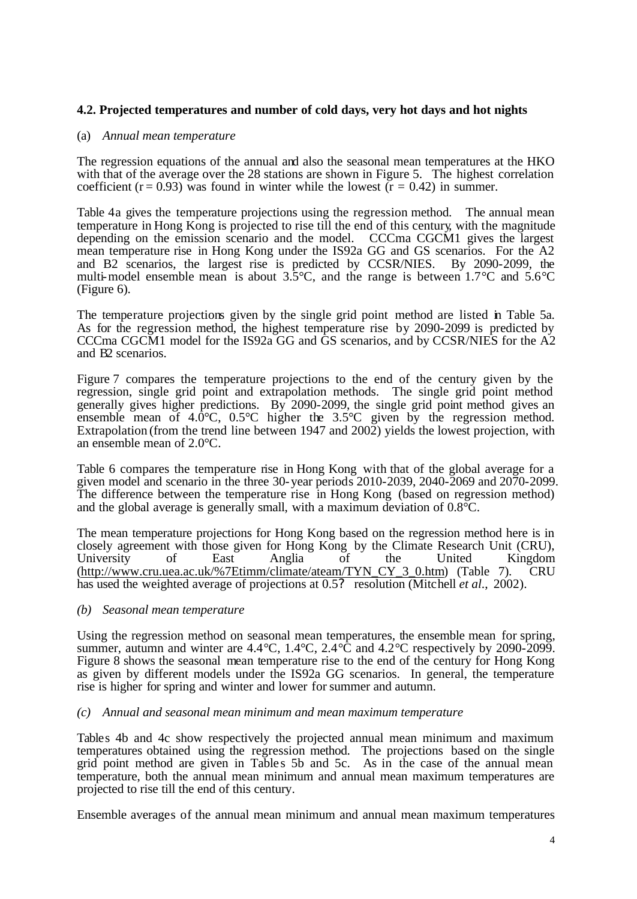**4.2. Projected temperatures and number of cold days, very hot days and hot nights**

(a) *Annual mean temperature*

The regression equations of the annual and also the seasonal mean temperatures at the HKO with that of the average over the 28 stations are shown in Figure 5. The highest correlation coefficient ($r = 0.93$) was found in winter while the lowest ($r = 0.42$) in summer.

Table 4a gives the temperature projections using the regression method. The annual mean temperature in Hong Kong is projected to rise till the end of this century, with the magnitude depending on the emission scenario and the model. CCCma CGCM1 gives the largest mean temperature rise in Hong Kong under the IS92a GG and GS scenarios. For the A2 and B2 scenarios, the largest rise is predicted by CCSR/NIES. By 2090-2099, the multi-model ensemble mean is about 3.5°C, and the range is between 1.7°C and 5.6°C (Figure 6).

The temperature projections given by the single grid point method are listed in Table 5a. As for the regression method, the highest temperature rise by 2090-2099 is predicted by CCCma CGCM1 model for the IS92a GG and GS scenarios, and by CCSR/NIES for the A2 and B2 scenarios.

Figure 7 compares the temperature projections to the end of the century given by the regression, single grid point and extrapolation methods. The single grid point method generally gives higher predictions. By 2090-2099, the single grid point method gives an ensemble mean of 4.0°C, 0.5°C higher the 3.5°C given by the regression method. Extrapolation (from the trend line between 1947 and 2002) yields the lowest projection, with an ensemble mean of 2.0°C.

Table 6 compares the temperature rise in Hong Kong with that of the global average for a given model and scenario in the three 30-year periods 2010-2039, 2040-2069 and 2070-2099. The difference between the temperature rise in Hong Kong (based on regression method) and the global average is generally small, with a maximum deviation of 0.8°C.

The mean temperature projections for Hong Kong based on the regression method here is in closely agreement with those given for Hong Kong by the Climate Research Unit (CRU), University of East Anglia of the United Kingdom (http://www.cru.uea.ac.uk/%7Etimm/climate/ateam/TYN_CY_3_0.htm) (Table 7). CRU has used the weighted average of projections at 0.5? resolution (Mitchell *et al*., 2002).

*(b) Seasonal mean temperature*

Using the regression method on seasonal mean temperatures, the ensemble mean for spring, summer, autumn and winter are 4.4°C, 1.4°C, 2.4°C and 4.2°C respectively by 2090-2099. Figure 8 shows the seasonal mean temperature rise to the end of the century for Hong Kong as given by different models under the IS92a GG scenarios. In general, the temperature rise is higher for spring and winter and lower for summer and autumn.

*(c) Annual and seasonal mean minimum and mean maximum temperature*

Tables 4b and 4c show respectively the projected annual mean minimum and maximum temperatures obtained using the regression method. The projections based on the single grid point method are given in Tables 5b and 5c. As in the case of the annual mean temperature, both the annual mean minimum and annual mean maximum temperatures are projected to rise till the end of this century.

Ensemble averages of the annual mean minimum and annual mean maximum temperatures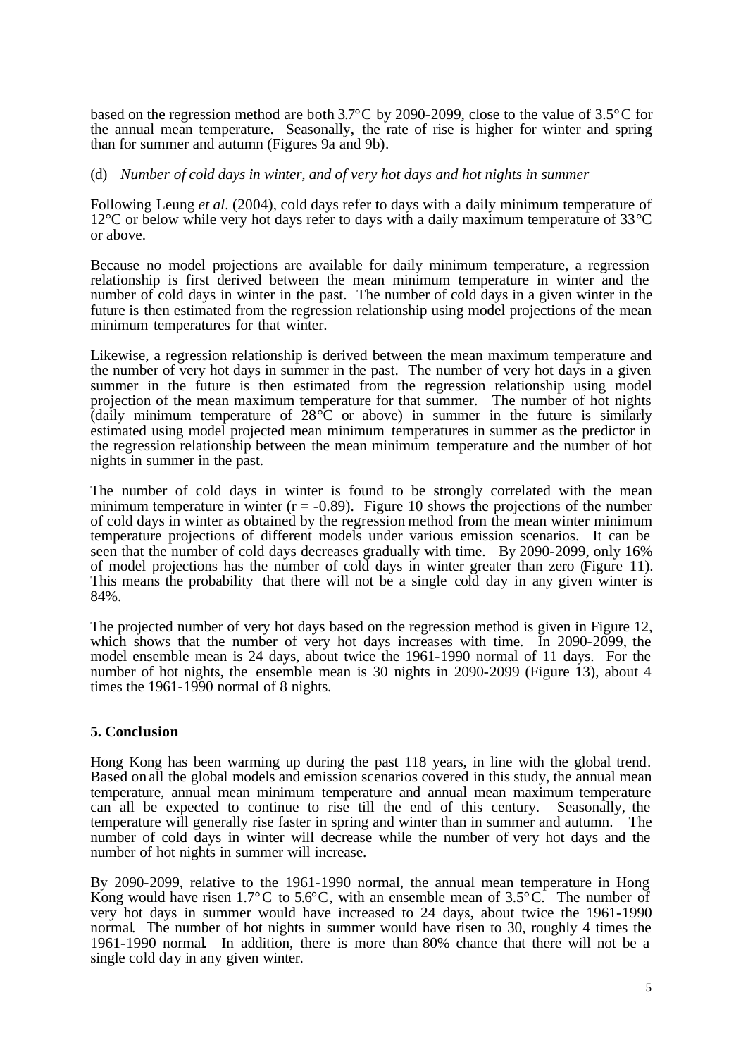based on the regression method are both 3.7°C by 2090-2099, close to the value of 3.5°C for the annual mean temperature. Seasonally, the rate of rise is higher for winter and spring than for summer and autumn (Figures 9a and 9b).

(d) *Number of cold days in winter, and of very hot days and hot nights in summer*

Following Leung *et al*. (2004), cold days refer to days with a daily minimum temperature of 12°C or below while very hot days refer to days with a daily maximum temperature of 33°C or above.

Because no model projections are available for daily minimum temperature, a regression relationship is first derived between the mean minimum temperature in winter and the number of cold days in winter in the past. The number of cold days in a given winter in the future is then estimated from the regression relationship using model projections of the mean minimum temperatures for that winter.

Likewise, a regression relationship is derived between the mean maximum temperature and the number of very hot days in summer in the past. The number of very hot days in a given summer in the future is then estimated from the regression relationship using model projection of the mean maximum temperature for that summer. The number of hot nights (daily minimum temperature of 28°C or above) in summer in the future is similarly estimated using model projected mean minimum temperatures in summer as the predictor in the regression relationship between the mean minimum temperature and the number of hot nights in summer in the past.

The number of cold days in winter is found to be strongly correlated with the mean minimum temperature in winter ($r = -0.89$). Figure 10 shows the projections of the number of cold days in winter as obtained by the regression method from the mean winter minimum temperature projections of different models under various emission scenarios. It can be seen that the number of cold days decreases gradually with time. By 2090-2099, only 16% of model projections has the number of cold days in winter greater than zero (Figure 11). This means the probability that there will not be a single cold day in any given winter is 84%.

The projected number of very hot days based on the regression method is given in Figure 12, which shows that the number of very hot days increases with time. In 2090-2099, the model ensemble mean is 24 days, about twice the 1961-1990 normal of 11 days. For the number of hot nights, the ensemble mean is 30 nights in 2090-2099 (Figure 13), about 4 times the 1961-1990 normal of 8 nights.

## 5. Conclusion

Hong Kong has been warming up during the past 118 years, in line with the global trend. Based on all the global models and emission scenarios covered in this study, the annual mean temperature, annual mean minimum temperature and annual mean maximum temperature can all be expected to continue to rise till the end of this century. Seasonally, the temperature will generally rise faster in spring and winter than in summer and autumn. The number of cold days in winter will decrease while the number of very hot days and the number of hot nights in summer will increase.

By 2090-2099, relative to the 1961-1990 normal, the annual mean temperature in Hong Kong would have risen 1.7°C to 5.6°C, with an ensemble mean of 3.5°C. The number of very hot days in summer would have increased to 24 days, about twice the 1961-1990 normal. The number of hot nights in summer would have risen to 30, roughly 4 times the 1961-1990 normal. In addition, there is more than 80% chance that there will not be a single cold day in any given winter.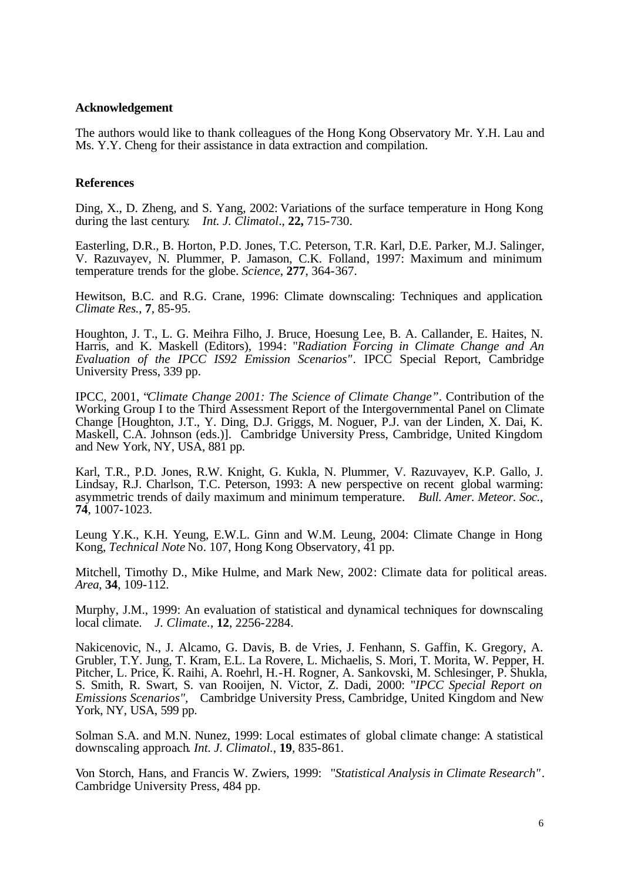**Acknowledgement**

The authors would like to thank colleagues of the Hong Kong Observatory Mr. Y.H. Lau and Ms. Y.Y. Cheng for their assistance in data extraction and compilation.

**References**

Ding, X., D. Zheng, and S. Yang, 2002: Variations of the surface temperature in Hong Kong during the last century. *Int. J. Climatol*., **22,** 715-730.

Easterling, D.R., B. Horton, P.D. Jones, T.C. Peterson, T.R. Karl, D.E. Parker, M.J. Salinger, V. Razuvayev, N. Plummer, P. Jamason, C.K. Folland, 1997: Maximum and minimum temperature trends for the globe. *Science*, **277**, 364-367.

Hewitson, B.C. and R.G. Crane, 1996: Climate downscaling: Techniques and application. *Climate Res.*, **7**, 85-95.

Houghton, J. T., L. G. Meihra Filho, J. Bruce, Hoesung Lee, B. A. Callander, E. Haites, N. Harris, and K. Maskell (Editors), 1994: "*Radiation Forcing in Climate Change and An Evaluation of the IPCC IS92 Emission Scenarios*". IPCC Special Report, Cambridge University Press, 339 pp.

IPCC, 2001, "*Climate Change 2001: The Science of Climate Change*". Contribution of the Working Group I to the Third Assessment Report of the Intergovernmental Panel on Climate Change [Houghton, J.T., Y. Ding, D.J. Griggs, M. Noguer, P.J. van der Linden, X. Dai, K. Maskell, C.A. Johnson (eds.)]. Cambridge University Press, Cambridge, United Kingdom and New York, NY, USA, 881 pp.

Karl, T.R., P.D. Jones, R.W. Knight, G. Kukla, N. Plummer, V. Razuvayev, K.P. Gallo, J. Lindsay, R.J. Charlson, T.C. Peterson, 1993: A new perspective on recent global warming: asymmetric trends of daily maximum and minimum temperature. *Bull. Amer. Meteor. Soc.*, **74**, 1007-1023.

Leung Y.K., K.H. Yeung, E.W.L. Ginn and W.M. Leung, 2004: Climate Change in Hong Kong, *Technical Note* No. 107, Hong Kong Observatory, 41 pp.

Mitchell, Timothy D., Mike Hulme, and Mark New, 2002: Climate data for political areas. *Area*, **34**, 109-112.

Murphy, J.M., 1999: An evaluation of statistical and dynamical techniques for downscaling local climate. *J. Climate*., **12**, 2256-2284.

Nakicenovic, N., J. Alcamo, G. Davis, B. de Vries, J. Fenhann, S. Gaffin, K. Gregory, A. Grubler, T.Y. Jung, T. Kram, E.L. La Rovere, L. Michaelis, S. Mori, T. Morita, W. Pepper, H. Pitcher, L. Price, K. Raihi, A. Roehrl, H.-H. Rogner, A. Sankovski, M. Schlesinger, P. Shukla, S. Smith, R. Swart, S. van Rooijen, N. Victor, Z. Dadi, 2000: "*IPCC Special Report on Emissions Scenarios*", Cambridge University Press, Cambridge, United Kingdom and New York, NY, USA, 599 pp.

Solman S.A. and M.N. Nunez, 1999: Local estimates of global climate change: A statistical downscaling approach. *Int. J. Climatol.*, **19**, 835-861.

Von Storch, Hans, and Francis W. Zwiers, 1999: "*Statistical Analysis in Climate Research*". Cambridge University Press, 484 pp.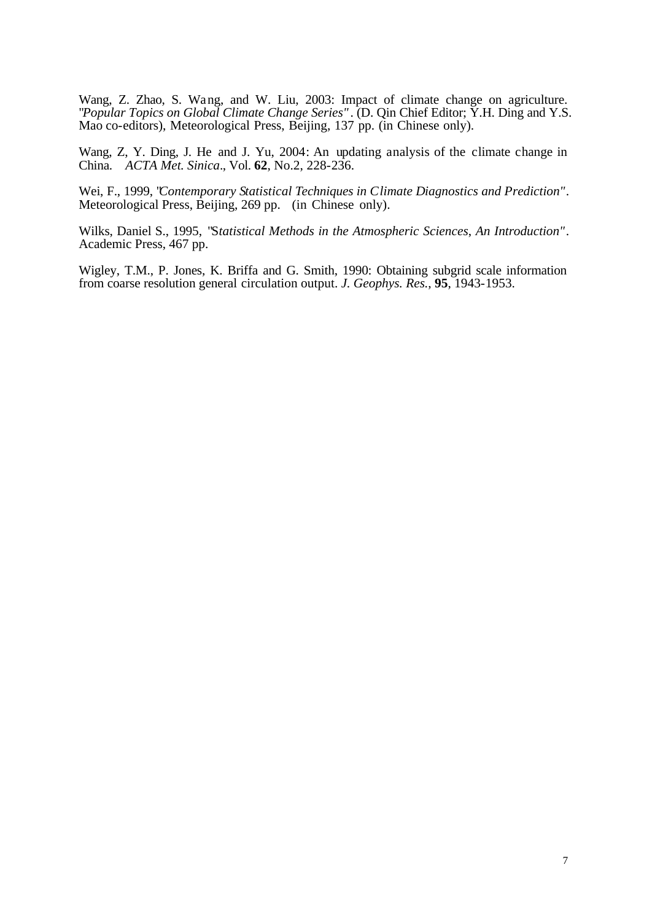Wang, Z. Zhao, S. Wang, and W. Liu, 2003: Impact of climate change on agriculture. *"Popular Topics on Global Climate Change Series"*. (D. Qin Chief Editor; Y.H. Ding and Y.S. Mao co-editors), Meteorological Press, Beijing, 137 pp. (in Chinese only).

Wang, Z, Y. Ding, J. He and J. Yu, 2004: An updating analysis of the climate change in China. *ACTA Met. Sinica*., Vol. **62**, No.2, 228-236.

Wei, F., 1999, *"Contemporary Statistical Techniques in Climate Diagnostics and Prediction"*. Meteorological Press, Beijing, 269 pp. (in Chinese only).

Wilks, Daniel S., 1995, *"Statistical Methods in the Atmospheric Sciences, An Introduction"*. Academic Press, 467 pp.

Wigley, T.M., P. Jones, K. Briffa and G. Smith, 1990: Obtaining subgrid scale information from coarse resolution general circulation output. *J. Geophys. Res.*, **95**, 1943-1953.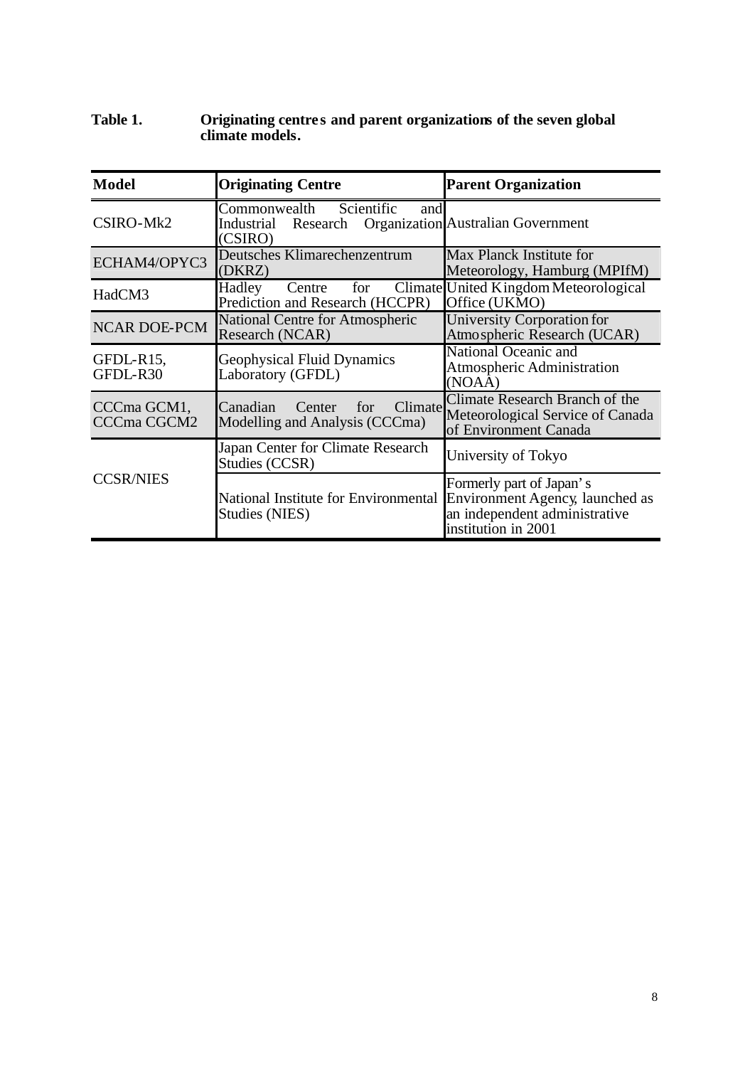**Table 1. Originating centres and parent organizations of the seven global climate models.**

| Model | Originating Centre | Parent Organization |
|---|---|---|
| CSIRO-Mk2 | Commonwealth Scientific and Industrial Research Organization (CSIRO) | Australian Government |
| ECHAM4/OPYC3 | Deutsches Klimarechenzentrum (DKRZ) | Max Planck Institute for Meteorology, Hamburg (MPIfM) |
| HadCM3 | Hadley Centre for Climate Prediction and Research (HCCPR) | United Kingdom Meteorological Office (UKMO) |
| NCAR DOE-PCM | National Centre for Atmospheric Research (NCAR) | University Corporation for Atmospheric Research (UCAR) |
| GFDL-R15, GFDL-R30 | Geophysical Fluid Dynamics Laboratory (GFDL) | National Oceanic and Atmospheric Administration (NOAA) |
| CCCma GCM1, CCCma CGCM2 | Canadian Center for Climate Modelling and Analysis (CCCma) | Climate Research Branch of the Meteorological Service of Canada of Environment Canada |
| CCSR/NIES | Japan Center for Climate Research Studies (CCSR) | University of Tokyo |
| | National Institute for Environmental Studies (NIES) | Formerly part of Japan's Environment Agency, launched as an independent administrative institution in 2001 |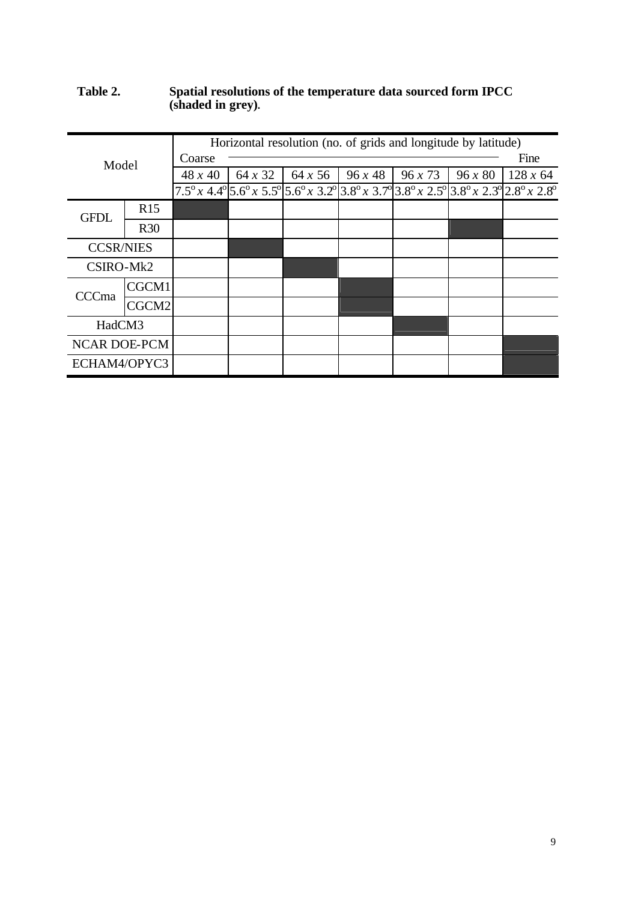**Table 2.** **Spatial resolutions of the temperature data sourced form IPCC (shaded in grey).**

| Model | | Horizontal resolution (no. of grids and longitude by latitude) | | | | | | |
|---|---|---|---|---|---|---|---|---|
| | | Coarse | | | | | | Fine |
| | | 48 *x* 40 | 64 *x* 32 | 64 *x* 56 | 96 *x* 48 | 96 *x* 73 | 96 *x* 80 | 128 *x* 64 |
| | | $7.5^{o}$ *x* $4.4^{o}$ | $5.6^{o}$ *x* $5.5^{o}$ | $5.6^{o}$ *x* $3.2^{o}$ | $3.8^{o}$ *x* $3.7^{o}$ | $3.8^{o}$ *x* $2.5^{o}$ | $3.8^{o}$ *x* $2.3^{o}$ | $2.8^{o}$ *x* $2.8^{o}$ |
| GFDL | R15 | ■ | | | | | | |
| | R30 | | | | | | ■ | |
| CCSR/NIES | | | ■ | | | | | |
| CSIRO-Mk2 | | | | ■ | | | | |
| CCCma | CGCM1 | | | | ■ | | | |
| | CGCM2 | | | | ■ | | | |
| HadCM3 | | | | | | ■ | | |
| NCAR DOE-PCM | | | | | | | | ■ |
| ECHAM4/OPYC3 | | | | | | | | ■ |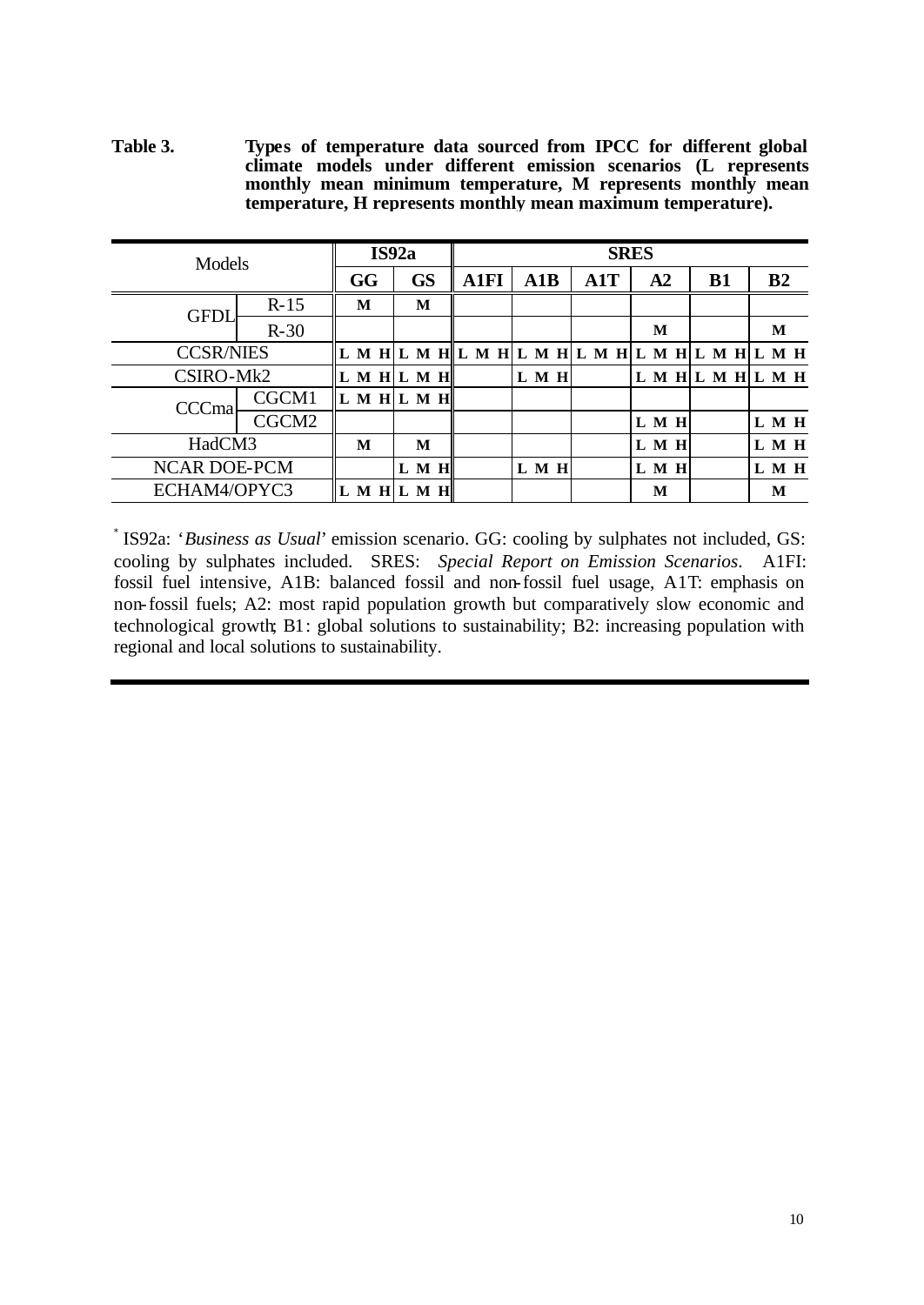**Table 3.** **Types of temperature data sourced from IPCC for different global climate models under different emission scenarios (L represents monthly mean minimum temperature, M represents monthly mean temperature, H represents monthly mean maximum temperature).**

| Models | | IS92a | | SRES | | | | | |
|---|---|---|---|---|---|---|---|---|---|
| | | **GG** | **GS** | **A1FI** | **A1B** | **A1T** | **A2** | **B1** | **B2** |
| GFDL | R-15 | **M** | **M** | | | | | | |
| | R-30 | | | | | | **M** | | **M** |
| CCSR/NIES | | **L M H** | **L M H** | **L M H** | **L M H** | **L M H** | **L M H** | **L M H** | **L M H** |
| CSIRO-Mk2 | | **L M H** | **L M H** | | **L M H** | | **L M H** | **L M H** | **L M H** |
| CCCma | CGCM1 | **L M H** | **L M H** | | | | | | |
| | CGCM2 | | | | | | **L M H** | | **L M H** |
| HadCM3 | | **M** | **M** | | | | **L M H** | | **L M H** |
| NCAR DOE-PCM | | | **L M H** | | **L M H** | | **L M H** | | **L M H** |
| ECHAM4/OPYC3 | | **L M H** | **L M H** | | | | **M** | | **M** |

[*] IS92a: '*Business as Usual*' emission scenario. GG: cooling by sulphates not included, GS: cooling by sulphates included. SRES: *Special Report on Emission Scenarios*. A1FI: fossil fuel intensive, A1B: balanced fossil and non-fossil fuel usage, A1T: emphasis on non-fossil fuels; A2: most rapid population growth but comparatively slow economic and technological growth; B1: global solutions to sustainability; B2: increasing population with regional and local solutions to sustainability.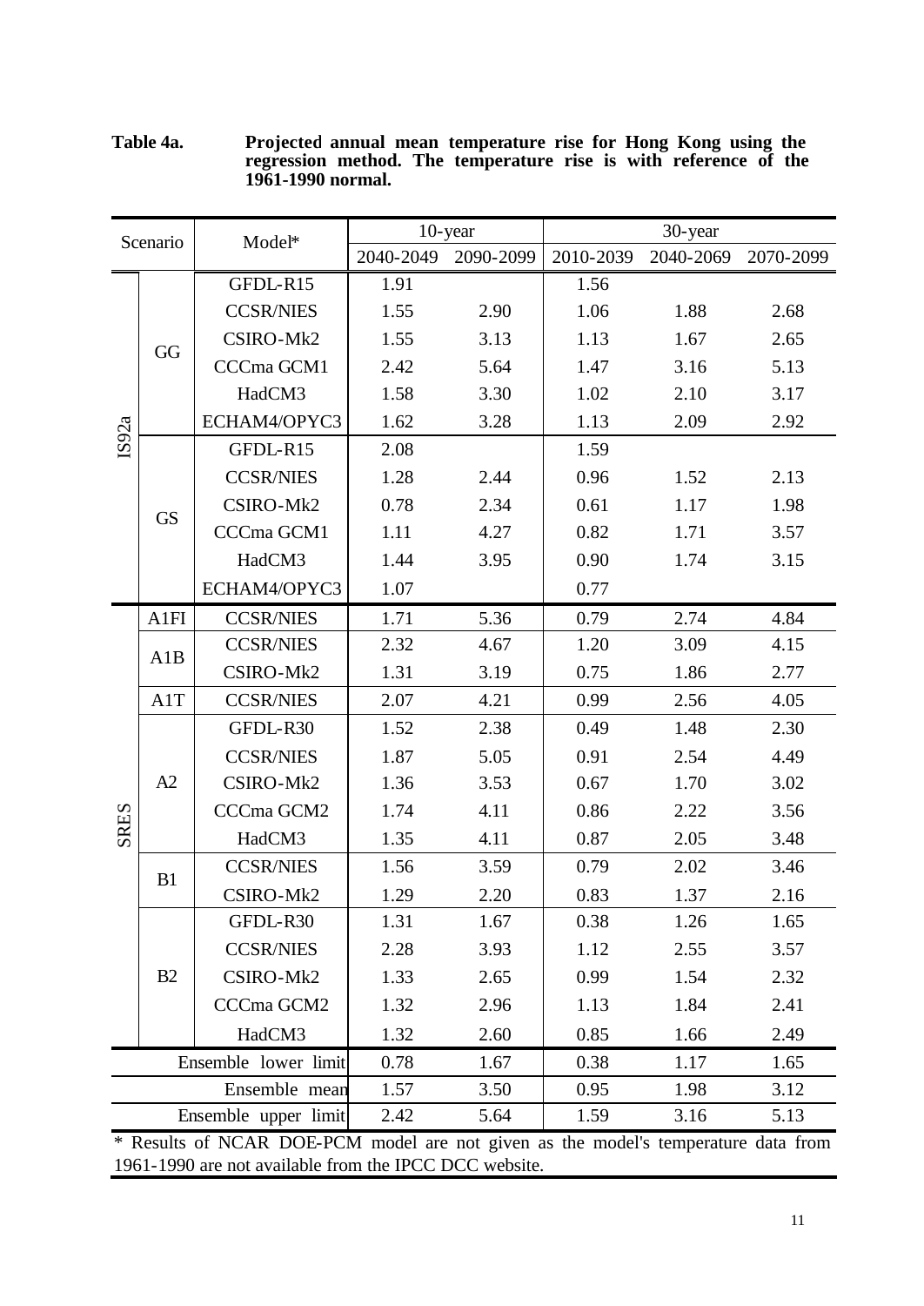**Table 4a.** **Projected annual mean temperature rise for Hong Kong using the regression method. The temperature rise is with reference of the 1961-1990 normal.**

| Scenario | | Model* | 10-year | | 30-year | | |
|---|---|---|---|---|---|---|---|
| | | | 2040-2049 | 2090-2099 | 2010-2039 | 2040-2069 | 2070-2099 |
| IS92a | GG | GFDL-R15 | 1.91 | | 1.56 | | |
| | | CCSR/NIES | 1.55 | 2.90 | 1.06 | 1.88 | 2.68 |
| | | CSIRO-Mk2 | 1.55 | 3.13 | 1.13 | 1.67 | 2.65 |
| | | CCCma GCM1 | 2.42 | 5.64 | 1.47 | 3.16 | 5.13 |
| | | HadCM3 | 1.58 | 3.30 | 1.02 | 2.10 | 3.17 |
| | | ECHAM4/OPYC3 | 1.62 | 3.28 | 1.13 | 2.09 | 2.92 |
| | GS | GFDL-R15 | 2.08 | | 1.59 | | |
| | | CCSR/NIES | 1.28 | 2.44 | 0.96 | 1.52 | 2.13 |
| | | CSIRO-Mk2 | 0.78 | 2.34 | 0.61 | 1.17 | 1.98 |
| | | CCCma GCM1 | 1.11 | 4.27 | 0.82 | 1.71 | 3.57 |
| | | HadCM3 | 1.44 | 3.95 | 0.90 | 1.74 | 3.15 |
| | | ECHAM4/OPYC3 | 1.07 | | 0.77 | | |
| SRES | A1FI | CCSR/NIES | 1.71 | 5.36 | 0.79 | 2.74 | 4.84 |
| | A1B | CCSR/NIES | 2.32 | 4.67 | 1.20 | 3.09 | 4.15 |
| | | CSIRO-Mk2 | 1.31 | 3.19 | 0.75 | 1.86 | 2.77 |
| | A1T | CCSR/NIES | 2.07 | 4.21 | 0.99 | 2.56 | 4.05 |
| | A2 | GFDL-R30 | 1.52 | 2.38 | 0.49 | 1.48 | 2.30 |
| | | CCSR/NIES | 1.87 | 5.05 | 0.91 | 2.54 | 4.49 |
| | | CSIRO-Mk2 | 1.36 | 3.53 | 0.67 | 1.70 | 3.02 |
| | | CCCma GCM2 | 1.74 | 4.11 | 0.86 | 2.22 | 3.56 |
| | | HadCM3 | 1.35 | 4.11 | 0.87 | 2.05 | 3.48 |
| | B1 | CCSR/NIES | 1.56 | 3.59 | 0.79 | 2.02 | 3.46 |
| | | CSIRO-Mk2 | 1.29 | 2.20 | 0.83 | 1.37 | 2.16 |
| | B2 | GFDL-R30 | 1.31 | 1.67 | 0.38 | 1.26 | 1.65 |
| | | CCSR/NIES | 2.28 | 3.93 | 1.12 | 2.55 | 3.57 |
| | | CSIRO-Mk2 | 1.33 | 2.65 | 0.99 | 1.54 | 2.32 |
| | | CCCma GCM2 | 1.32 | 2.96 | 1.13 | 1.84 | 2.41 |
| | | HadCM3 | 1.32 | 2.60 | 0.85 | 1.66 | 2.49 |
| Ensemble lower limit | | | 0.78 | 1.67 | 0.38 | 1.17 | 1.65 |
| Ensemble mean | | | 1.57 | 3.50 | 0.95 | 1.98 | 3.12 |
| Ensemble upper limit | | | 2.42 | 5.64 | 1.59 | 3.16 | 5.13 |

* Results of NCAR DOE-PCM model are not given as the model's temperature data from 1961-1990 are not available from the IPCC DCC website.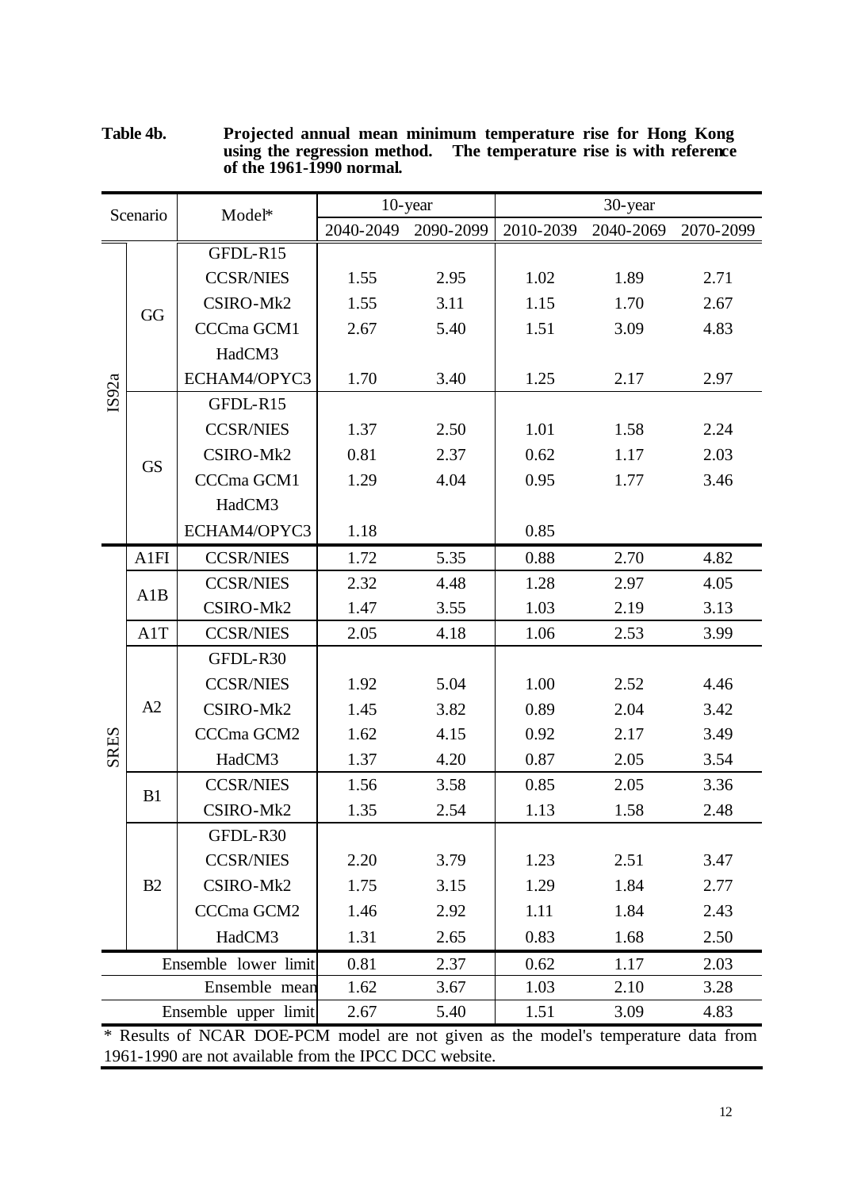**Table 4b. Projected annual mean minimum temperature rise for Hong Kong using the regression method. The temperature rise is with reference of the 1961-1990 normal.**

| Scenario | | Model* | 10-year | | 30-year | | |
|---|---|---|---|---|---|---|---|
| | | | 2040-2049 | 2090-2099 | 2010-2039 | 2040-2069 | 2070-2099 |
| IS92a | GG | GFDL-R15 | | | | | |
| | | CCSR/NIES | 1.55 | 2.95 | 1.02 | 1.89 | 2.71 |
| | | CSIRO-Mk2 | 1.55 | 3.11 | 1.15 | 1.70 | 2.67 |
| | | CCCma GCM1 | 2.67 | 5.40 | 1.51 | 3.09 | 4.83 |
| | | HadCM3 | | | | | |
| | | ECHAM4/OPYC3 | 1.70 | 3.40 | 1.25 | 2.17 | 2.97 |
| | GS | GFDL-R15 | | | | | |
| | | CCSR/NIES | 1.37 | 2.50 | 1.01 | 1.58 | 2.24 |
| | | CSIRO-Mk2 | 0.81 | 2.37 | 0.62 | 1.17 | 2.03 |
| | | CCCma GCM1 | 1.29 | 4.04 | 0.95 | 1.77 | 3.46 |
| | | HadCM3 | | | | | |
| | | ECHAM4/OPYC3 | 1.18 | | 0.85 | | |
| SRES | A1FI | CCSR/NIES | 1.72 | 5.35 | 0.88 | 2.70 | 4.82 |
| | A1B | CCSR/NIES | 2.32 | 4.48 | 1.28 | 2.97 | 4.05 |
| | | CSIRO-Mk2 | 1.47 | 3.55 | 1.03 | 2.19 | 3.13 |
| | A1T | CCSR/NIES | 2.05 | 4.18 | 1.06 | 2.53 | 3.99 |
| | A2 | GFDL-R30 | | | | | |
| | | CCSR/NIES | 1.92 | 5.04 | 1.00 | 2.52 | 4.46 |
| | | CSIRO-Mk2 | 1.45 | 3.82 | 0.89 | 2.04 | 3.42 |
| | | CCCma GCM2 | 1.62 | 4.15 | 0.92 | 2.17 | 3.49 |
| | | HadCM3 | 1.37 | 4.20 | 0.87 | 2.05 | 3.54 |
| | B1 | CCSR/NIES | 1.56 | 3.58 | 0.85 | 2.05 | 3.36 |
| | | CSIRO-Mk2 | 1.35 | 2.54 | 1.13 | 1.58 | 2.48 |
| | B2 | GFDL-R30 | | | | | |
| | | CCSR/NIES | 2.20 | 3.79 | 1.23 | 2.51 | 3.47 |
| | | CSIRO-Mk2 | 1.75 | 3.15 | 1.29 | 1.84 | 2.77 |
| | | CCCma GCM2 | 1.46 | 2.92 | 1.11 | 1.84 | 2.43 |
| | | HadCM3 | 1.31 | 2.65 | 0.83 | 1.68 | 2.50 |
| Ensemble lower limit | | | 0.81 | 2.37 | 0.62 | 1.17 | 2.03 |
| Ensemble mean | | | 1.62 | 3.67 | 1.03 | 2.10 | 3.28 |
| Ensemble upper limit | | | 2.67 | 5.40 | 1.51 | 3.09 | 4.83 |

* Results of NCAR DOE-PCM model are not given as the model's temperature data from 1961-1990 are not available from the IPCC DCC website.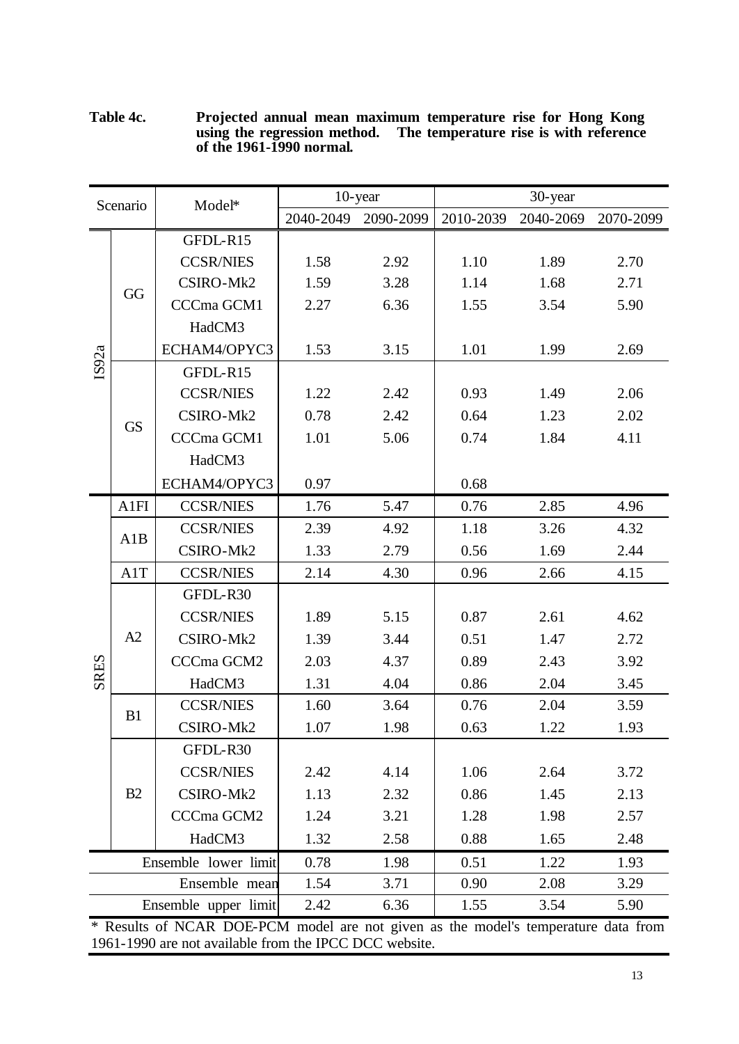**Table 4c. Projected annual mean maximum temperature rise for Hong Kong using the regression method. The temperature rise is with reference of the 1961-1990 normal.**

| Scenario | | Model* | 10-year | | 30-year | | |
|---|---|---|---|---|---|---|---|
| | | | 2040-2049 | 2090-2099 | 2010-2039 | 2040-2069 | 2070-2099 |
| IS92a | GG | GFDL-R15 | | | | | |
| | | CCSR/NIES | 1.58 | 2.92 | 1.10 | 1.89 | 2.70 |
| | | CSIRO-Mk2 | 1.59 | 3.28 | 1.14 | 1.68 | 2.71 |
| | | CCCma GCM1 | 2.27 | 6.36 | 1.55 | 3.54 | 5.90 |
| | | HadCM3 | | | | | |
| | | ECHAM4/OPYC3 | 1.53 | 3.15 | 1.01 | 1.99 | 2.69 |
| | GS | GFDL-R15 | | | | | |
| | | CCSR/NIES | 1.22 | 2.42 | 0.93 | 1.49 | 2.06 |
| | | CSIRO-Mk2 | 0.78 | 2.42 | 0.64 | 1.23 | 2.02 |
| | | CCCma GCM1 | 1.01 | 5.06 | 0.74 | 1.84 | 4.11 |
| | | HadCM3 | | | | | |
| | | ECHAM4/OPYC3 | 0.97 | | 0.68 | | |
| SRES | A1FI | CCSR/NIES | 1.76 | 5.47 | 0.76 | 2.85 | 4.96 |
| | A1B | CCSR/NIES | 2.39 | 4.92 | 1.18 | 3.26 | 4.32 |
| | | CSIRO-Mk2 | 1.33 | 2.79 | 0.56 | 1.69 | 2.44 |
| | A1T | CCSR/NIES | 2.14 | 4.30 | 0.96 | 2.66 | 4.15 |
| | A2 | GFDL-R30 | | | | | |
| | | CCSR/NIES | 1.89 | 5.15 | 0.87 | 2.61 | 4.62 |
| | | CSIRO-Mk2 | 1.39 | 3.44 | 0.51 | 1.47 | 2.72 |
| | | CCCma GCM2 | 2.03 | 4.37 | 0.89 | 2.43 | 3.92 |
| | | HadCM3 | 1.31 | 4.04 | 0.86 | 2.04 | 3.45 |
| | B1 | CCSR/NIES | 1.60 | 3.64 | 0.76 | 2.04 | 3.59 |
| | | CSIRO-Mk2 | 1.07 | 1.98 | 0.63 | 1.22 | 1.93 |
| | B2 | GFDL-R30 | | | | | |
| | | CCSR/NIES | 2.42 | 4.14 | 1.06 | 2.64 | 3.72 |
| | | CSIRO-Mk2 | 1.13 | 2.32 | 0.86 | 1.45 | 2.13 |
| | | CCCma GCM2 | 1.24 | 3.21 | 1.28 | 1.98 | 2.57 |
| | | HadCM3 | 1.32 | 2.58 | 0.88 | 1.65 | 2.48 |
| Ensemble lower limit | | | 0.78 | 1.98 | 0.51 | 1.22 | 1.93 |
| Ensemble mean | | | 1.54 | 3.71 | 0.90 | 2.08 | 3.29 |
| Ensemble upper limit | | | 2.42 | 6.36 | 1.55 | 3.54 | 5.90 |

* Results of NCAR DOE-PCM model are not given as the model's temperature data from 1961-1990 are not available from the IPCC DCC website.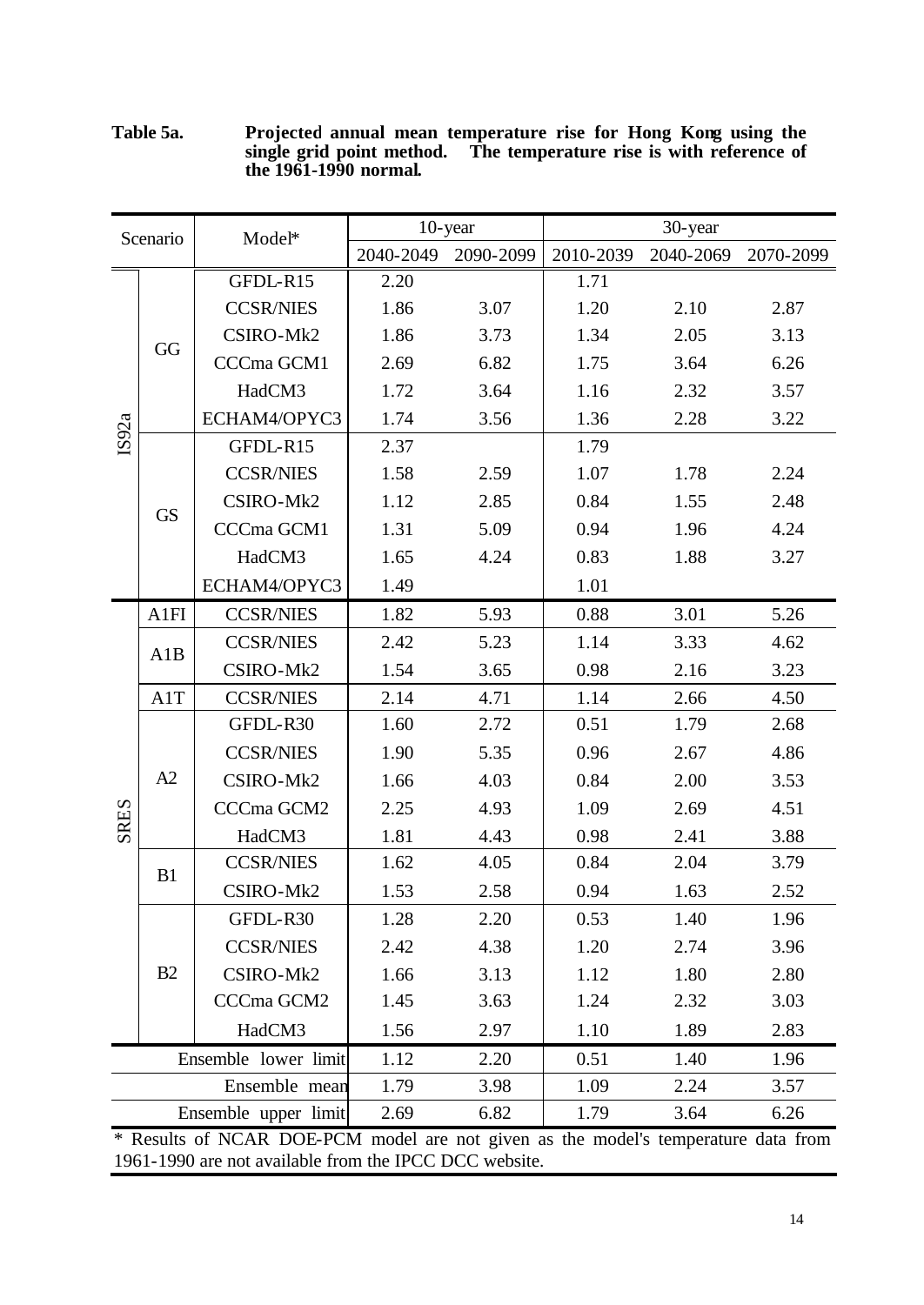**Table 5a. Projected annual mean temperature rise for Hong Kong using the single grid point method. The temperature rise is with reference of the 1961-1990 normal.**

| Scenario | | Model* | 10-year | | 30-year | | |
|---|---|---|---|---|---|---|---|
| | | | 2040-2049 | 2090-2099 | 2010-2039 | 2040-2069 | 2070-2099 |
| IS92a | GG | GFDL-R15 | 2.20 | | 1.71 | | |
| | | CCSR/NIES | 1.86 | 3.07 | 1.20 | 2.10 | 2.87 |
| | | CSIRO-Mk2 | 1.86 | 3.73 | 1.34 | 2.05 | 3.13 |
| | | CCCma GCM1 | 2.69 | 6.82 | 1.75 | 3.64 | 6.26 |
| | | HadCM3 | 1.72 | 3.64 | 1.16 | 2.32 | 3.57 |
| | | ECHAM4/OPYC3 | 1.74 | 3.56 | 1.36 | 2.28 | 3.22 |
| | GS | GFDL-R15 | 2.37 | | 1.79 | | |
| | | CCSR/NIES | 1.58 | 2.59 | 1.07 | 1.78 | 2.24 |
| | | CSIRO-Mk2 | 1.12 | 2.85 | 0.84 | 1.55 | 2.48 |
| | | CCCma GCM1 | 1.31 | 5.09 | 0.94 | 1.96 | 4.24 |
| | | HadCM3 | 1.65 | 4.24 | 0.83 | 1.88 | 3.27 |
| | | ECHAM4/OPYC3 | 1.49 | | 1.01 | | |
| SRES | A1FI | CCSR/NIES | 1.82 | 5.93 | 0.88 | 3.01 | 5.26 |
| | A1B | CCSR/NIES | 2.42 | 5.23 | 1.14 | 3.33 | 4.62 |
| | | CSIRO-Mk2 | 1.54 | 3.65 | 0.98 | 2.16 | 3.23 |
| | A1T | CCSR/NIES | 2.14 | 4.71 | 1.14 | 2.66 | 4.50 |
| | A2 | GFDL-R30 | 1.60 | 2.72 | 0.51 | 1.79 | 2.68 |
| | | CCSR/NIES | 1.90 | 5.35 | 0.96 | 2.67 | 4.86 |
| | | CSIRO-Mk2 | 1.66 | 4.03 | 0.84 | 2.00 | 3.53 |
| | | CCCma GCM2 | 2.25 | 4.93 | 1.09 | 2.69 | 4.51 |
| | | HadCM3 | 1.81 | 4.43 | 0.98 | 2.41 | 3.88 |
| | B1 | CCSR/NIES | 1.62 | 4.05 | 0.84 | 2.04 | 3.79 |
| | | CSIRO-Mk2 | 1.53 | 2.58 | 0.94 | 1.63 | 2.52 |
| | B2 | GFDL-R30 | 1.28 | 2.20 | 0.53 | 1.40 | 1.96 |
| | | CCSR/NIES | 2.42 | 4.38 | 1.20 | 2.74 | 3.96 |
| | | CSIRO-Mk2 | 1.66 | 3.13 | 1.12 | 1.80 | 2.80 |
| | | CCCma GCM2 | 1.45 | 3.63 | 1.24 | 2.32 | 3.03 |
| | | HadCM3 | 1.56 | 2.97 | 1.10 | 1.89 | 2.83 |
| Ensemble lower limit | | | 1.12 | 2.20 | 0.51 | 1.40 | 1.96 |
| Ensemble mean | | | 1.79 | 3.98 | 1.09 | 2.24 | 3.57 |
| Ensemble upper limit | | | 2.69 | 6.82 | 1.79 | 3.64 | 6.26 |

\* Results of NCAR DOE-PCM model are not given as the model's temperature data from 1961-1990 are not available from the IPCC DCC website.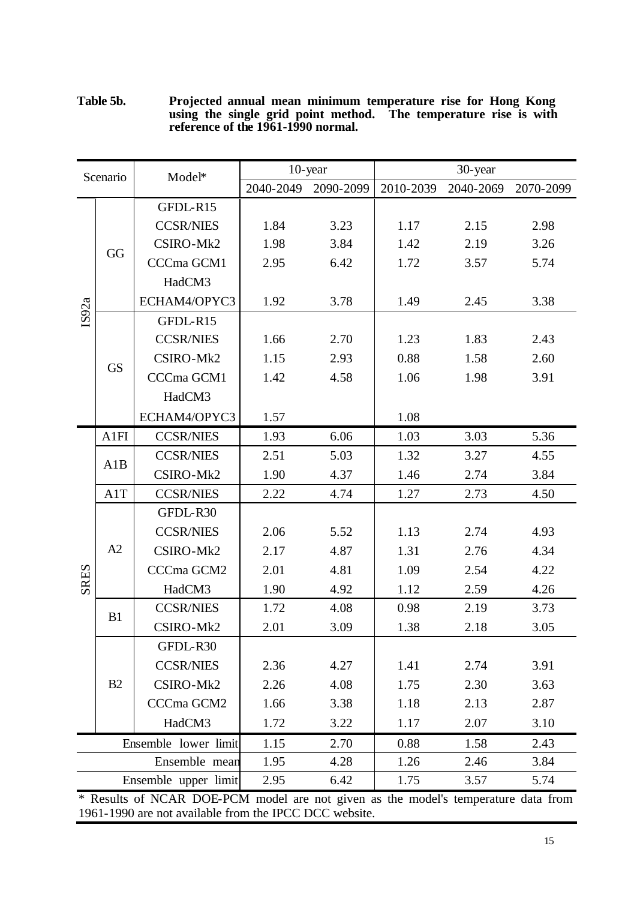**Table 5b. Projected annual mean minimum temperature rise for Hong Kong using the single grid point method. The temperature rise is with reference of the 1961-1990 normal.**

| Scenario | | Model* | 10-year | | 30-year | | |
|---|---|---|---|---|---|---|---|
| | | | 2040-2049 | 2090-2099 | 2010-2039 | 2040-2069 | 2070-2099 |
| IS92a | GG | GFDL-R15 | | | | | |
| | | CCSR/NIES | 1.84 | 3.23 | 1.17 | 2.15 | 2.98 |
| | | CSIRO-Mk2 | 1.98 | 3.84 | 1.42 | 2.19 | 3.26 |
| | | CCCma GCM1 | 2.95 | 6.42 | 1.72 | 3.57 | 5.74 |
| | | HadCM3 | | | | | |
| | | ECHAM4/OPYC3 | 1.92 | 3.78 | 1.49 | 2.45 | 3.38 |
| | GS | GFDL-R15 | | | | | |
| | | CCSR/NIES | 1.66 | 2.70 | 1.23 | 1.83 | 2.43 |
| | | CSIRO-Mk2 | 1.15 | 2.93 | 0.88 | 1.58 | 2.60 |
| | | CCCma GCM1 | 1.42 | 4.58 | 1.06 | 1.98 | 3.91 |
| | | HadCM3 | | | | | |
| | | ECHAM4/OPYC3 | 1.57 | | 1.08 | | |
| SRES | A1FI | CCSR/NIES | 1.93 | 6.06 | 1.03 | 3.03 | 5.36 |
| | A1B | CCSR/NIES | 2.51 | 5.03 | 1.32 | 3.27 | 4.55 |
| | | CSIRO-Mk2 | 1.90 | 4.37 | 1.46 | 2.74 | 3.84 |
| | A1T | CCSR/NIES | 2.22 | 4.74 | 1.27 | 2.73 | 4.50 |
| | A2 | GFDL-R30 | | | | | |
| | | CCSR/NIES | 2.06 | 5.52 | 1.13 | 2.74 | 4.93 |
| | | CSIRO-Mk2 | 2.17 | 4.87 | 1.31 | 2.76 | 4.34 |
| | | CCCma GCM2 | 2.01 | 4.81 | 1.09 | 2.54 | 4.22 |
| | | HadCM3 | 1.90 | 4.92 | 1.12 | 2.59 | 4.26 |
| | B1 | CCSR/NIES | 1.72 | 4.08 | 0.98 | 2.19 | 3.73 |
| | | CSIRO-Mk2 | 2.01 | 3.09 | 1.38 | 2.18 | 3.05 |
| | B2 | GFDL-R30 | | | | | |
| | | CCSR/NIES | 2.36 | 4.27 | 1.41 | 2.74 | 3.91 |
| | | CSIRO-Mk2 | 2.26 | 4.08 | 1.75 | 2.30 | 3.63 |
| | | CCCma GCM2 | 1.66 | 3.38 | 1.18 | 2.13 | 2.87 |
| | | HadCM3 | 1.72 | 3.22 | 1.17 | 2.07 | 3.10 |
| Ensemble lower limit | | | 1.15 | 2.70 | 0.88 | 1.58 | 2.43 |
| Ensemble mean | | | 1.95 | 4.28 | 1.26 | 2.46 | 3.84 |
| Ensemble upper limit | | | 2.95 | 6.42 | 1.75 | 3.57 | 5.74 |

* Results of NCAR DOE-PCM model are not given as the model's temperature data from 1961-1990 are not available from the IPCC DCC website.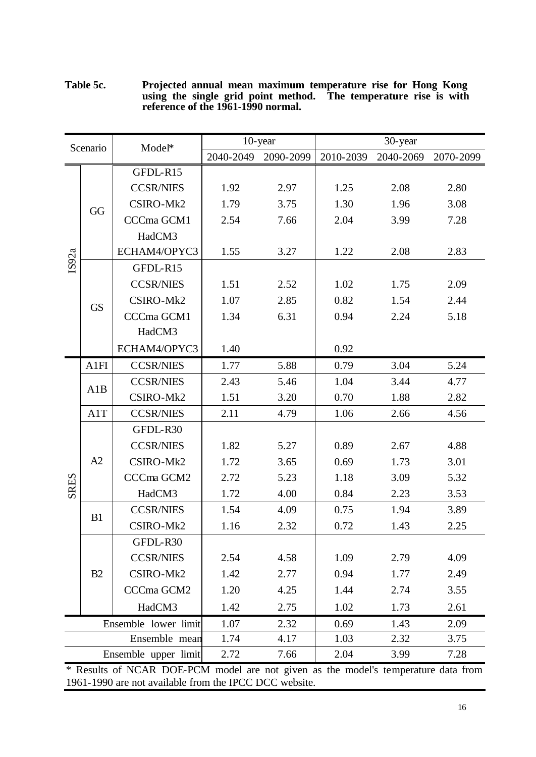**Table 5c. Projected annual mean maximum temperature rise for Hong Kong using the single grid point method. The temperature rise is with reference of the 1961-1990 normal.**

| Scenario | | Model* | 10-year | | 30-year | | |
|---|---|---|---|---|---|---|---|
| | | | 2040-2049 | 2090-2099 | 2010-2039 | 2040-2069 | 2070-2099 |
| IS92a | GG | GFDL-R15 | | | | | |
| | | CCSR/NIES | 1.92 | 2.97 | 1.25 | 2.08 | 2.80 |
| | | CSIRO-Mk2 | 1.79 | 3.75 | 1.30 | 1.96 | 3.08 |
| | | CCCma GCM1 | 2.54 | 7.66 | 2.04 | 3.99 | 7.28 |
| | | HadCM3 | | | | | |
| | | ECHAM4/OPYC3 | 1.55 | 3.27 | 1.22 | 2.08 | 2.83 |
| | GS | GFDL-R15 | | | | | |
| | | CCSR/NIES | 1.51 | 2.52 | 1.02 | 1.75 | 2.09 |
| | | CSIRO-Mk2 | 1.07 | 2.85 | 0.82 | 1.54 | 2.44 |
| | | CCCma GCM1 | 1.34 | 6.31 | 0.94 | 2.24 | 5.18 |
| | | HadCM3 | | | | | |
| | | ECHAM4/OPYC3 | 1.40 | | 0.92 | | |
| SRES | A1FI | CCSR/NIES | 1.77 | 5.88 | 0.79 | 3.04 | 5.24 |
| | A1B | CCSR/NIES | 2.43 | 5.46 | 1.04 | 3.44 | 4.77 |
| | | CSIRO-Mk2 | 1.51 | 3.20 | 0.70 | 1.88 | 2.82 |
| | A1T | CCSR/NIES | 2.11 | 4.79 | 1.06 | 2.66 | 4.56 |
| | A2 | GFDL-R30 | | | | | |
| | | CCSR/NIES | 1.82 | 5.27 | 0.89 | 2.67 | 4.88 |
| | | CSIRO-Mk2 | 1.72 | 3.65 | 0.69 | 1.73 | 3.01 |
| | | CCCma GCM2 | 2.72 | 5.23 | 1.18 | 3.09 | 5.32 |
| | | HadCM3 | 1.72 | 4.00 | 0.84 | 2.23 | 3.53 |
| | B1 | CCSR/NIES | 1.54 | 4.09 | 0.75 | 1.94 | 3.89 |
| | | CSIRO-Mk2 | 1.16 | 2.32 | 0.72 | 1.43 | 2.25 |
| | B2 | GFDL-R30 | | | | | |
| | | CCSR/NIES | 2.54 | 4.58 | 1.09 | 2.79 | 4.09 |
| | | CSIRO-Mk2 | 1.42 | 2.77 | 0.94 | 1.77 | 2.49 |
| | | CCCma GCM2 | 1.20 | 4.25 | 1.44 | 2.74 | 3.55 |
| | | HadCM3 | 1.42 | 2.75 | 1.02 | 1.73 | 2.61 |
| Ensemble lower limit | | | 1.07 | 2.32 | 0.69 | 1.43 | 2.09 |
| Ensemble mean | | | 1.74 | 4.17 | 1.03 | 2.32 | 3.75 |
| Ensemble upper limit | | | 2.72 | 7.66 | 2.04 | 3.99 | 7.28 |

* Results of NCAR DOE-PCM model are not given as the model's temperature data from 1961-1990 are not available from the IPCC DCC website.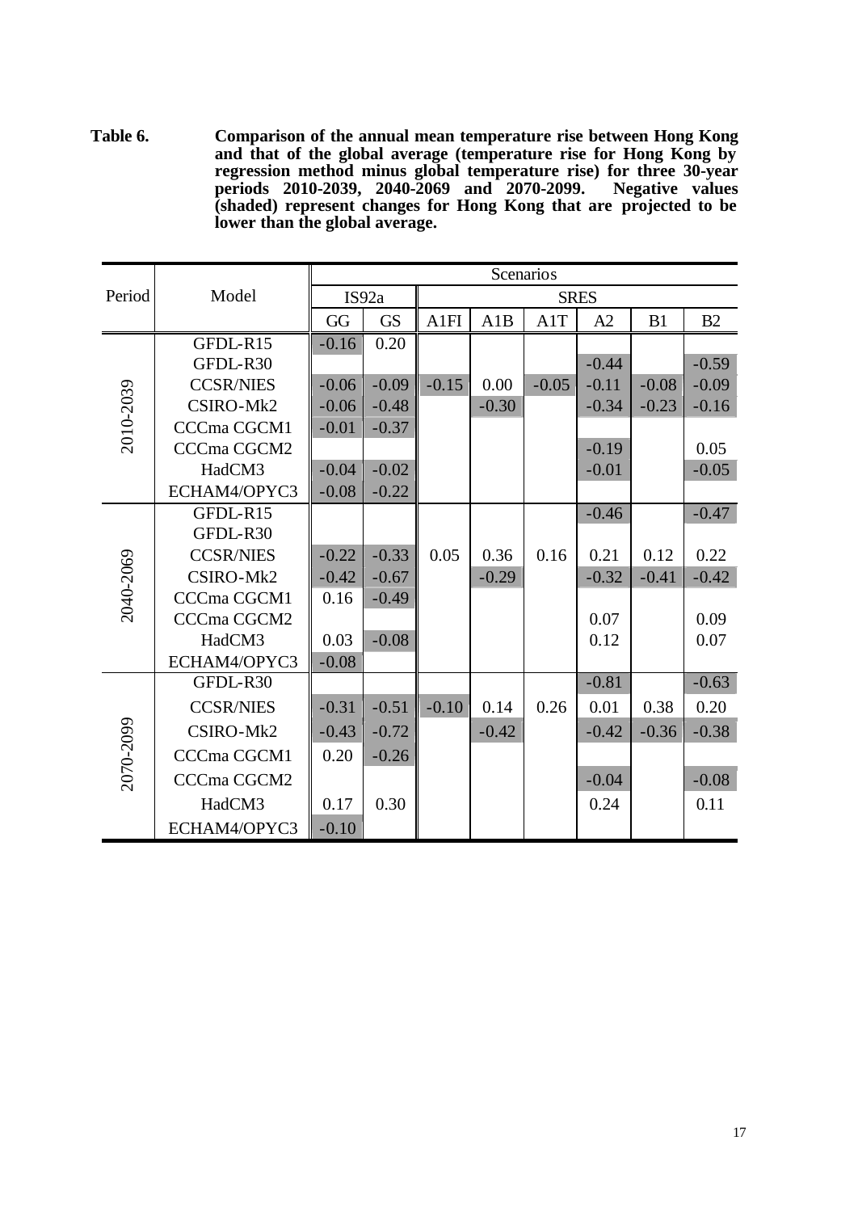**Table 6. Comparison of the annual mean temperature rise between Hong Kong and that of the global average (temperature rise for Hong Kong by regression method minus global temperature rise) for three 30-year periods 2010-2039, 2040-2069 and 2070-2099. Negative values (shaded) represent changes for Hong Kong that are projected to be lower than the global average.**

| Period | Model | Scenarios | | | | | | | |
|---|---|---|---|---|---|---|---|---|---|
| | | IS92a | | SRES | | | | | |
| | | GG | GS | A1FI | A1B | A1T | A2 | B1 | B2 |
| 2010-2039 | GFDL-R15 | -0.16 | 0.20 | | | | | | |
| | GFDL-R30 | | | | | | -0.44 | | -0.59 |
| | CCSR/NIES | -0.06 | -0.09 | -0.15 | 0.00 | -0.05 | -0.11 | -0.08 | -0.09 |
| | CSIRO-Mk2 | -0.06 | -0.48 | | -0.30 | | -0.34 | -0.23 | -0.16 |
| | CCCma CGCM1 | -0.01 | -0.37 | | | | | | |
| | CCCma CGCM2 | | | | | | -0.19 | | 0.05 |
| | HadCM3 | -0.04 | -0.02 | | | | -0.01 | | -0.05 |
| | ECHAM4/OPYC3 | -0.08 | -0.22 | | | | | | |
| 2040-2069 | GFDL-R15 | | | | | | -0.46 | | -0.47 |
| | GFDL-R30 | | | | | | | | |
| | CCSR/NIES | -0.22 | -0.33 | 0.05 | 0.36 | 0.16 | 0.21 | 0.12 | 0.22 |
| | CSIRO-Mk2 | -0.42 | -0.67 | | -0.29 | | -0.32 | -0.41 | -0.42 |
| | CCCma CGCM1 | 0.16 | -0.49 | | | | | | |
| | CCCma CGCM2 | | | | | | 0.07 | | 0.09 |
| | HadCM3 | 0.03 | -0.08 | | | | 0.12 | | 0.07 |
| | ECHAM4/OPYC3 | -0.08 | | | | | | | |
| 2070-2099 | GFDL-R30 | | | | | | -0.81 | | -0.63 |
| | CCSR/NIES | -0.31 | -0.51 | -0.10 | 0.14 | 0.26 | 0.01 | 0.38 | 0.20 |
| | CSIRO-Mk2 | -0.43 | -0.72 | | -0.42 | | -0.42 | -0.36 | -0.38 |
| | CCCma CGCM1 | 0.20 | -0.26 | | | | | | |
| | CCCma CGCM2 | | | | | | -0.04 | | -0.08 |
| | HadCM3 | 0.17 | 0.30 | | | | 0.24 | | 0.11 |
| | ECHAM4/OPYC3 | -0.10 | | | | | | | |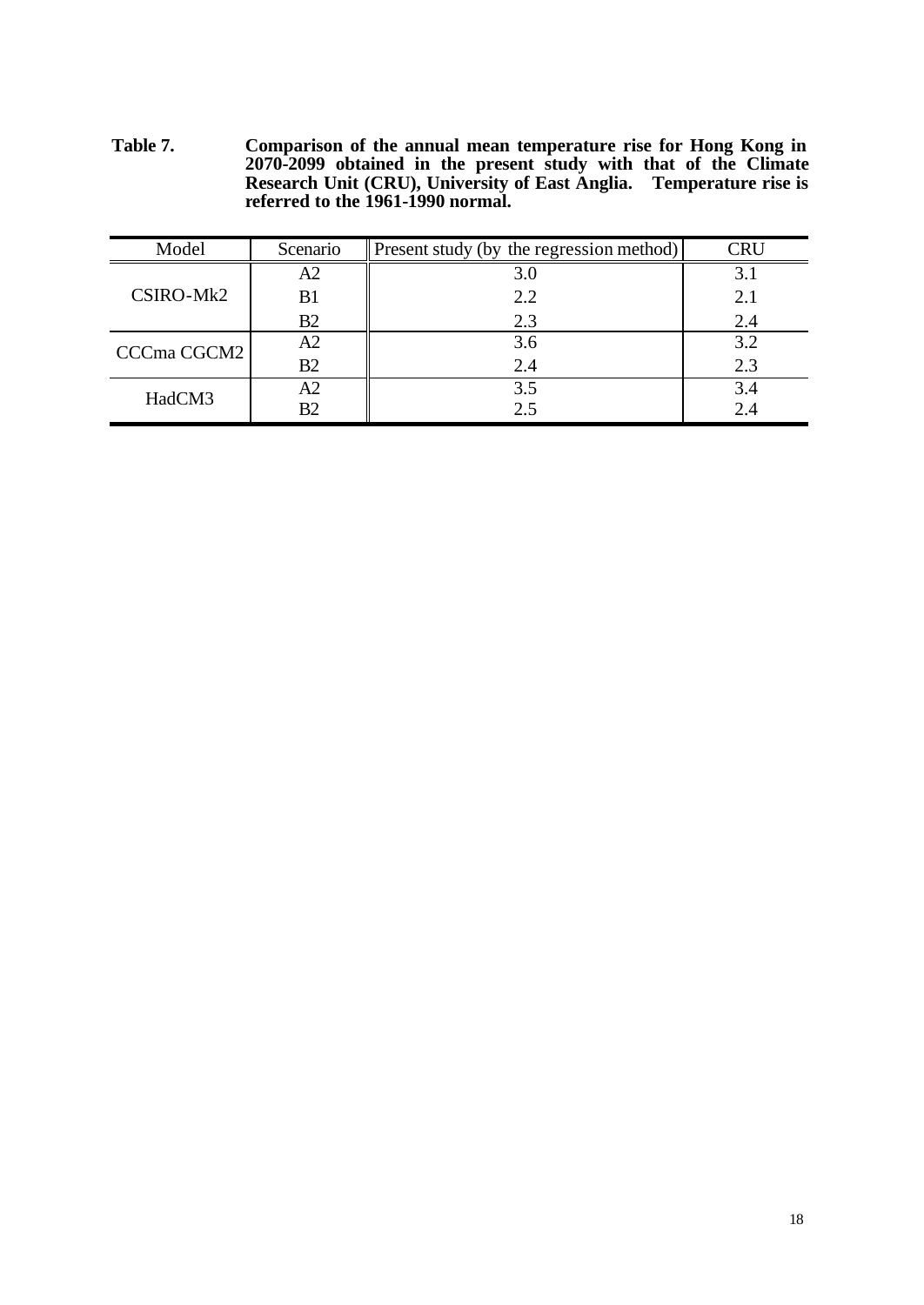**Table 7.** **Comparison of the annual mean temperature rise for Hong Kong in 2070-2099 obtained in the present study with that of the Climate Research Unit (CRU), University of East Anglia. Temperature rise is referred to the 1961-1990 normal.**

| Model | Scenario | Present study (by the regression method) | CRU |
|---|---|---|---|
| CSIRO-Mk2 | A2 | 3.0 | 3.1 |
| | B1 | 2.2 | 2.1 |
| | B2 | 2.3 | 2.4 |
| CCCma CGCM2 | A2 | 3.6 | 3.2 |
| | B2 | 2.4 | 2.3 |
| HadCM3 | A2 | 3.5 | 3.4 |
| | B2 | 2.5 | 2.4 |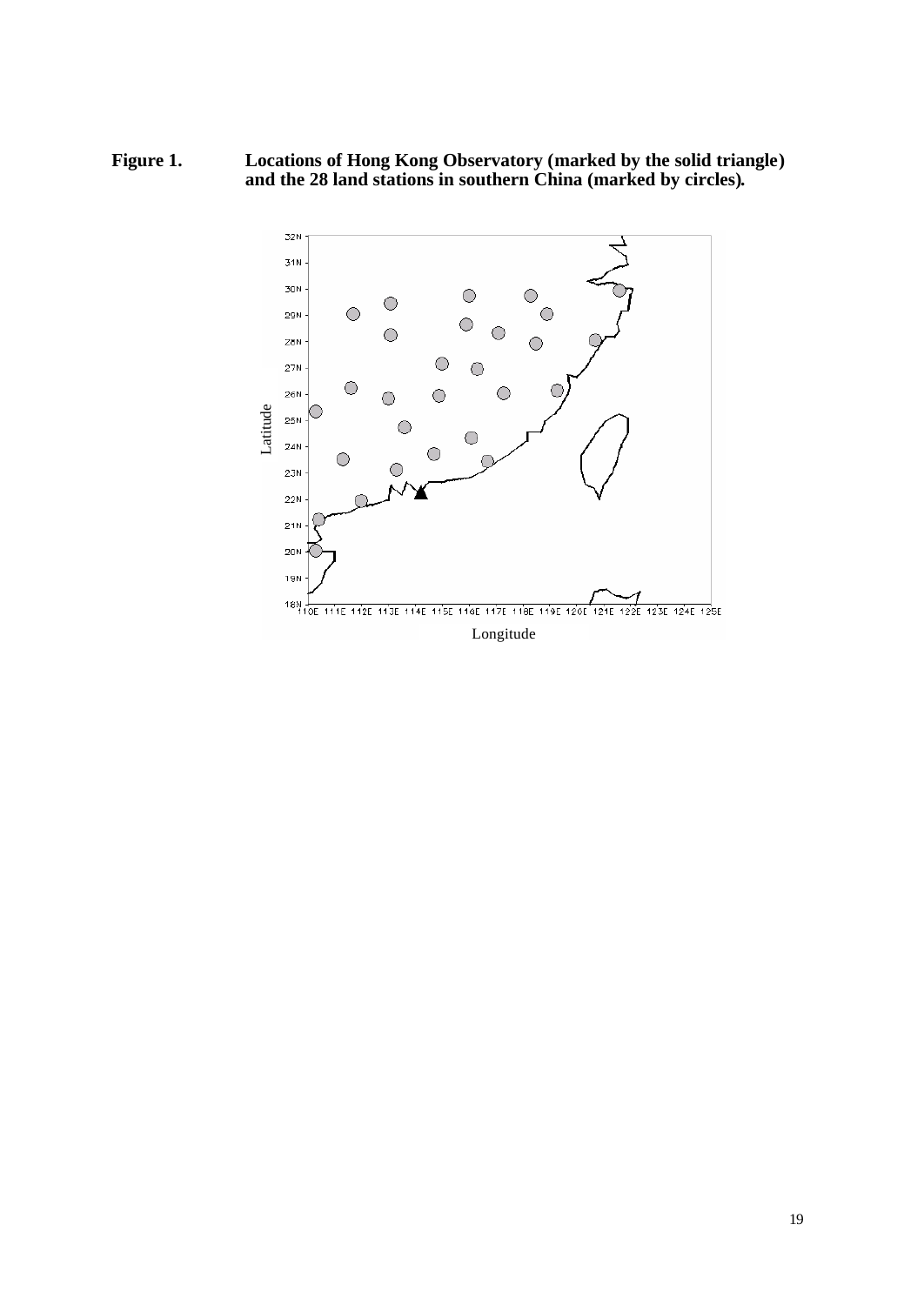**Figure 1. Locations of Hong Kong Observatory (marked by the solid triangle) and the 28 land stations in southern China (marked by circles).**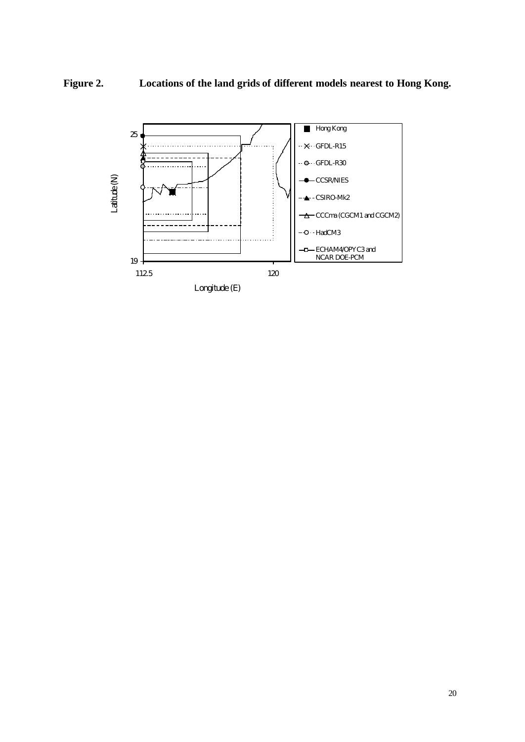**Figure 2. Locations of the land grids of different models nearest to Hong Kong.**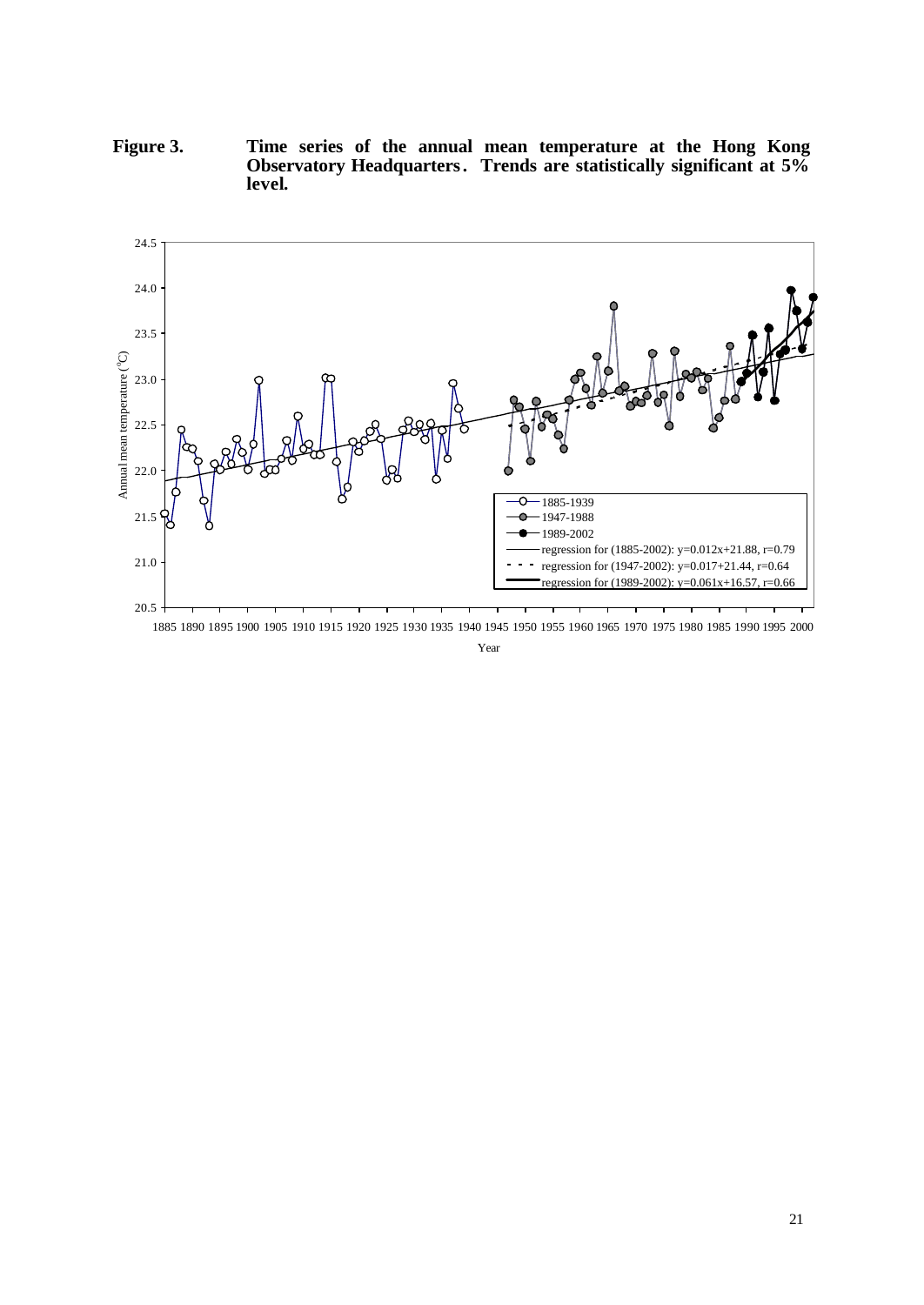**Figure 3.** **Time series of the annual mean temperature at the Hong Kong Observatory Headquarters. Trends are statistically significant at 5% level.**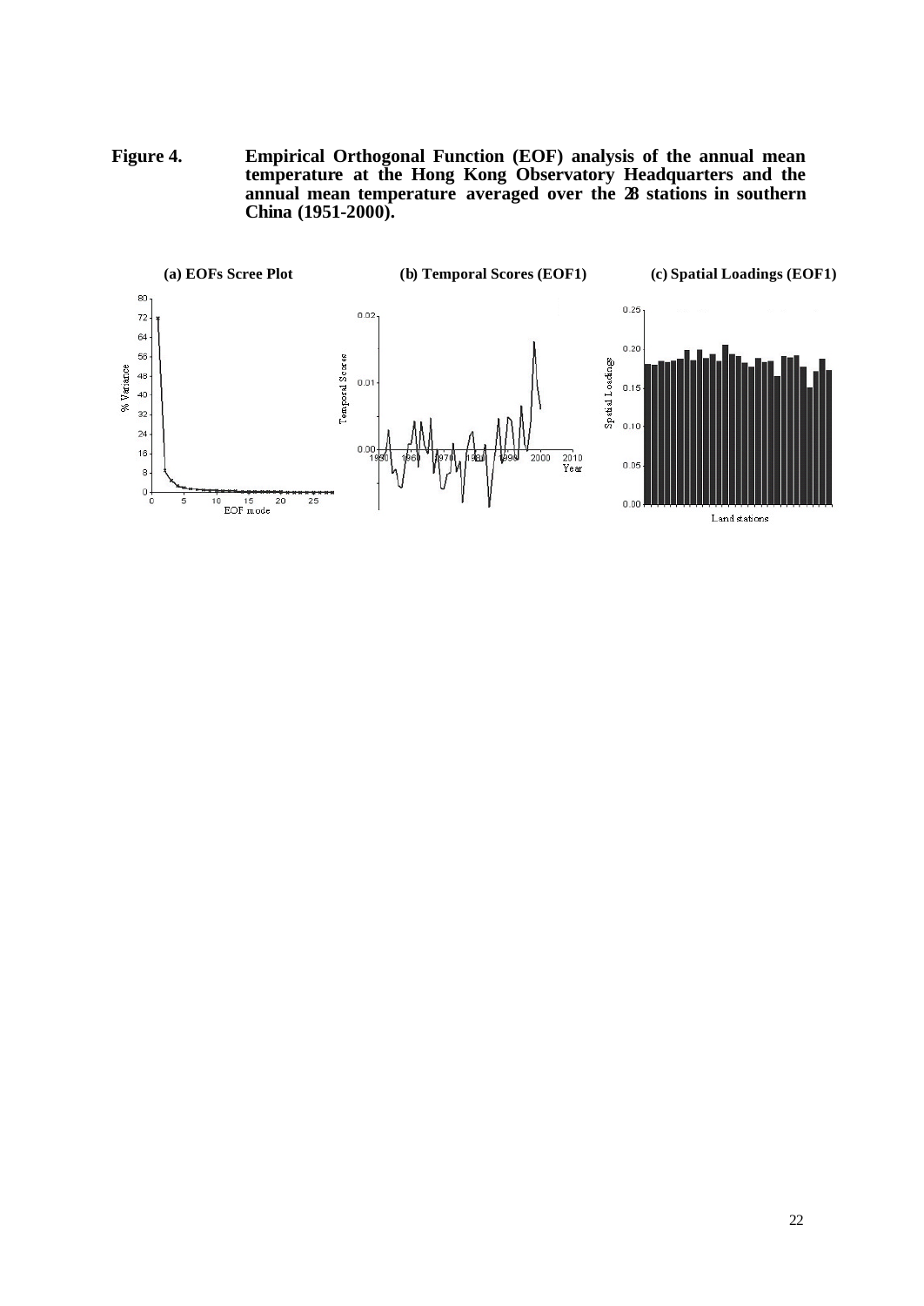**Figure 4.** **Empirical Orthogonal Function (EOF) analysis of the annual mean temperature at the Hong Kong Observatory Headquarters and the annual mean temperature averaged over the 28 stations in southern China (1951-2000).**

**(a) EOFs Scree Plot** **(b) Temporal Scores (EOF1)** **(c) Spatial Loadings (EOF1)**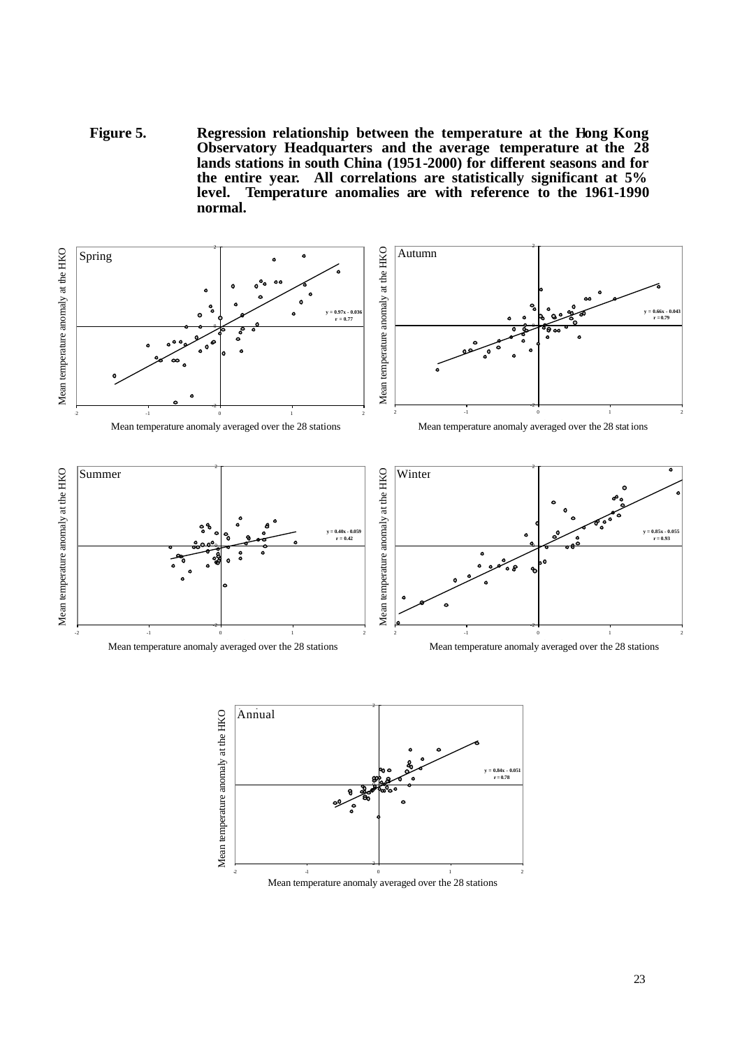**Figure 5.** **Regression relationship between the temperature at the Hong Kong Observatory Headquarters and the average temperature at the 28 lands stations in south China (1951-2000) for different seasons and for the entire year. All correlations are statistically significant at 5% level. Temperature anomalies are with reference to the 1961-1990 normal.**

Spring: $y = 0.97x - 0.036$, $r = 0.77$

Autumn: $y = 0.66x - 0.043$, $r = 0.79$

Summer: $y = 0.40x - 0.059$, $r = 0.42$

Winter: $y = 0.85x - 0.055$, $r = 0.93$

Annual: $y = 0.84x - 0.051$, $r = 0.78$

(Vertical axes: Mean temperature anomaly at the HKO; horizontal axes: Mean temperature anomaly averaged over the 28 stations)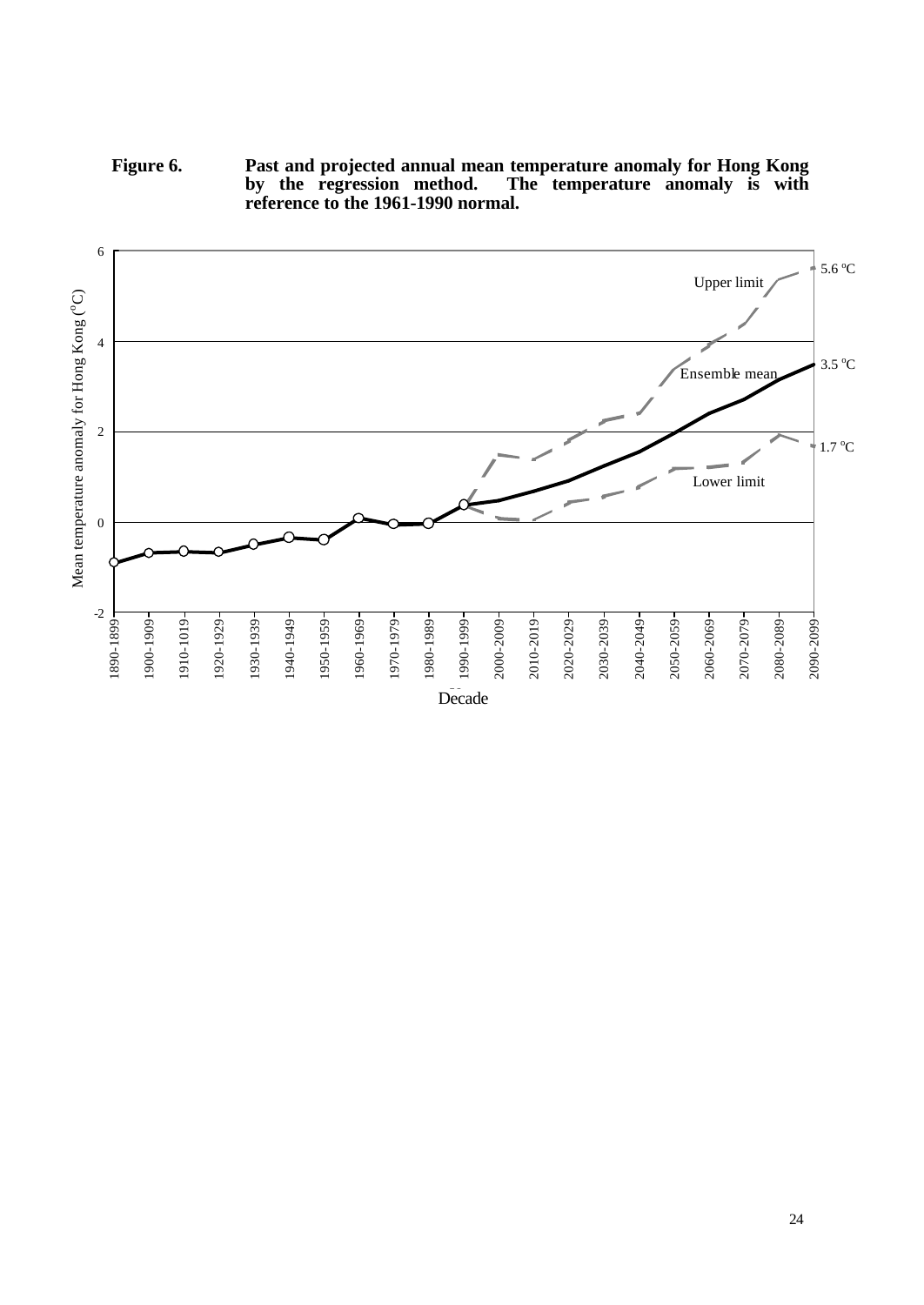**Figure 6.** **Past and projected annual mean temperature anomaly for Hong Kong by the regression method. The temperature anomaly is with reference to the 1961-1990 normal.**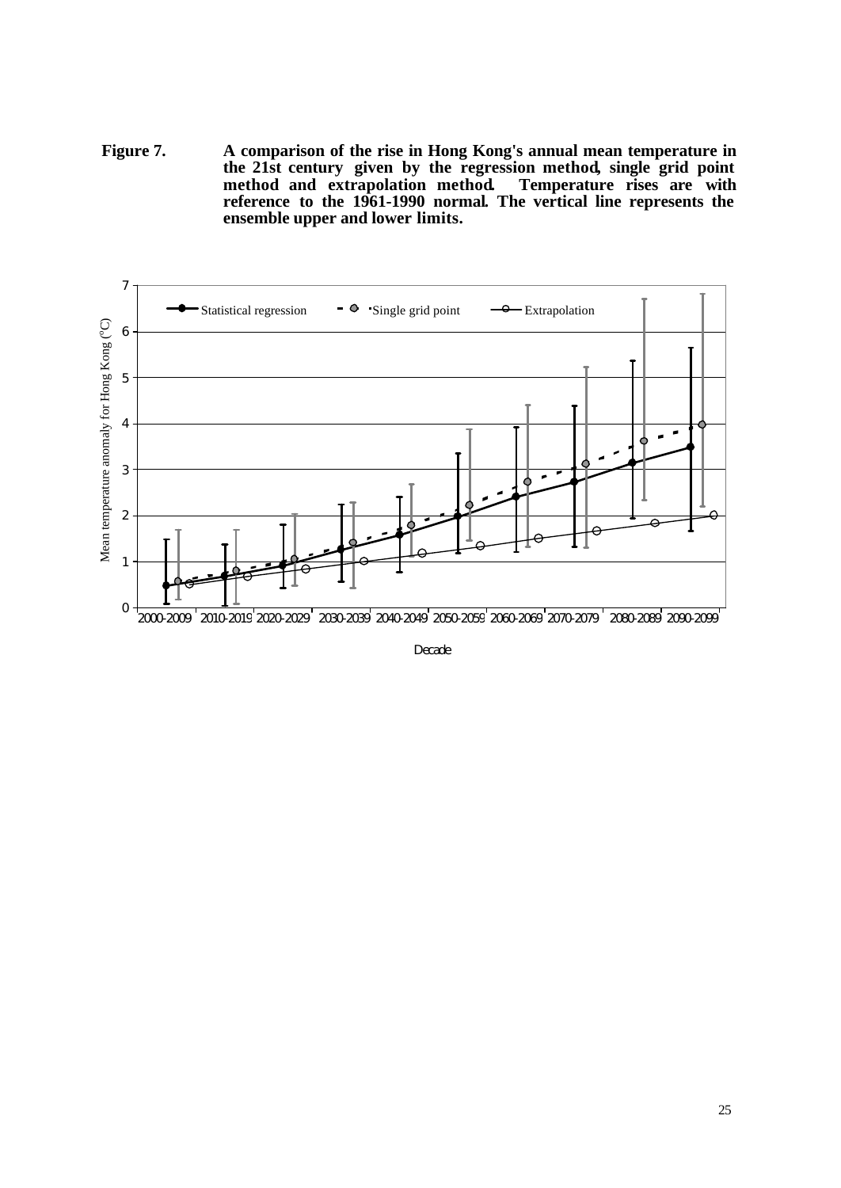**Figure 7.** **A comparison of the rise in Hong Kong's annual mean temperature in the 21st century given by the regression method, single grid point method and extrapolation method. Temperature rises are with reference to the 1961-1990 normal. The vertical line represents the ensemble upper and lower limits.**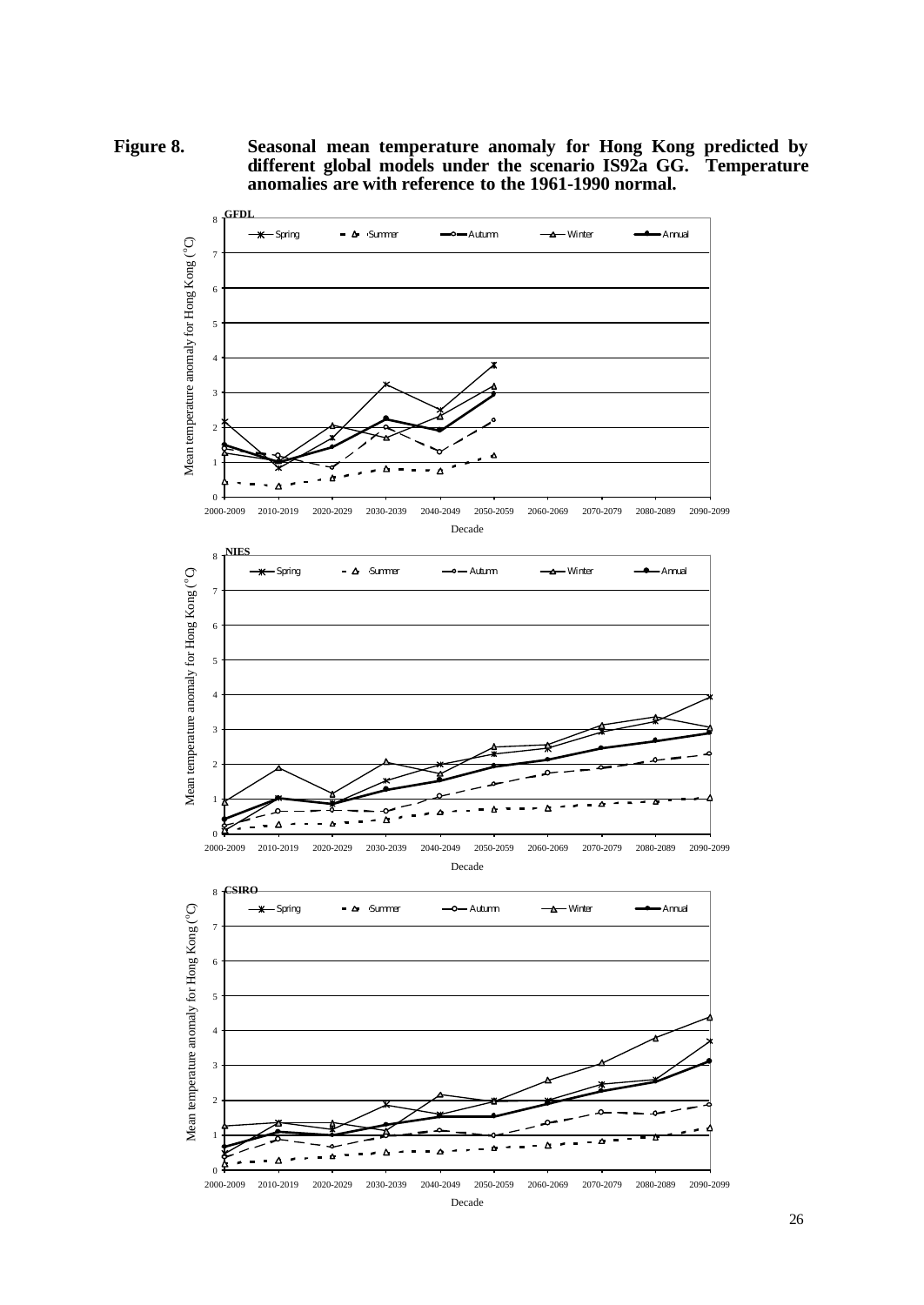**Figure 8. Seasonal mean temperature anomaly for Hong Kong predicted by different global models under the scenario IS92a GG. Temperature anomalies are with reference to the 1961-1990 normal.**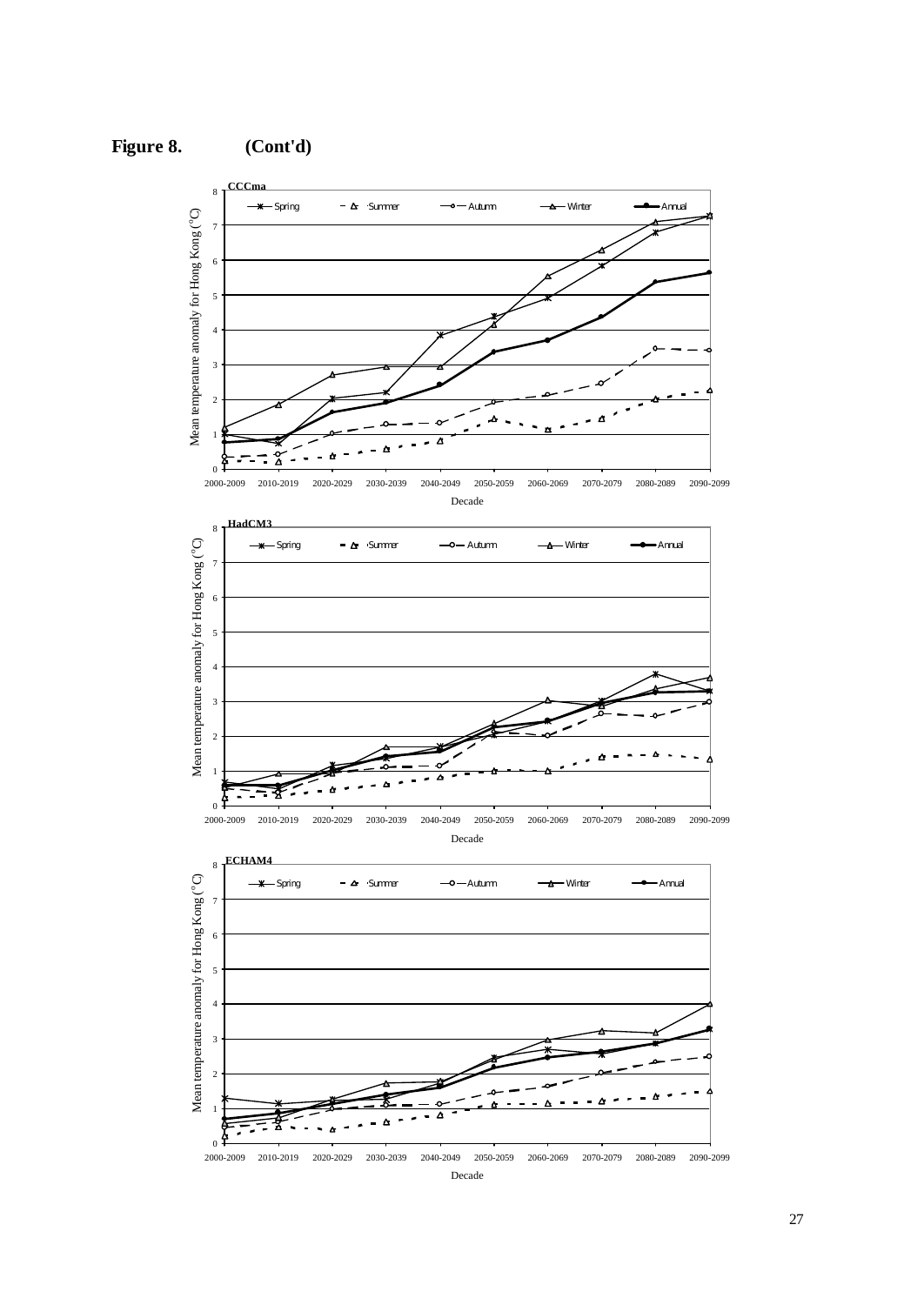**Figure 8. (Cont'd)**

**CCCma**

Spring, Summer, Autumn, Winter, Annual

Mean temperature anomaly for Hong Kong (°C)

Decade

2000-2009, 2010-2019, 2020-2029, 2030-2039, 2040-2049, 2050-2059, 2060-2069, 2070-2079, 2080-2089, 2090-2099

**HadCM3**

Spring, Summer, Autumn, Winter, Annual

Mean temperature anomaly for Hong Kong (°C)

Decade

2000-2009, 2010-2019, 2020-2029, 2030-2039, 2040-2049, 2050-2059, 2060-2069, 2070-2079, 2080-2089, 2090-2099

**ECHAM4**

Spring, Summer, Autumn, Winter, Annual

Mean temperature anomaly for Hong Kong (°C)

Decade

2000-2009, 2010-2019, 2020-2029, 2030-2039, 2040-2049, 2050-2059, 2060-2069, 2070-2079, 2080-2089, 2090-2099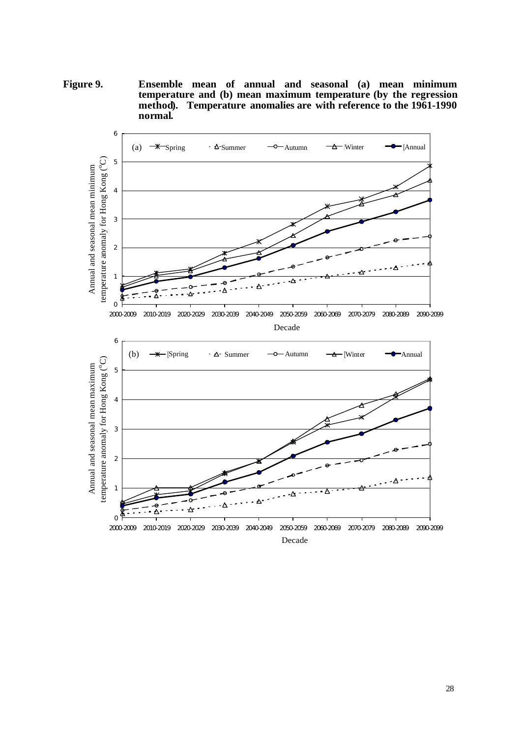**Figure 9.** **Ensemble mean of annual and seasonal (a) mean minimum temperature and (b) mean maximum temperature (by the regression method). Temperature anomalies are with reference to the 1961-1990 normal.**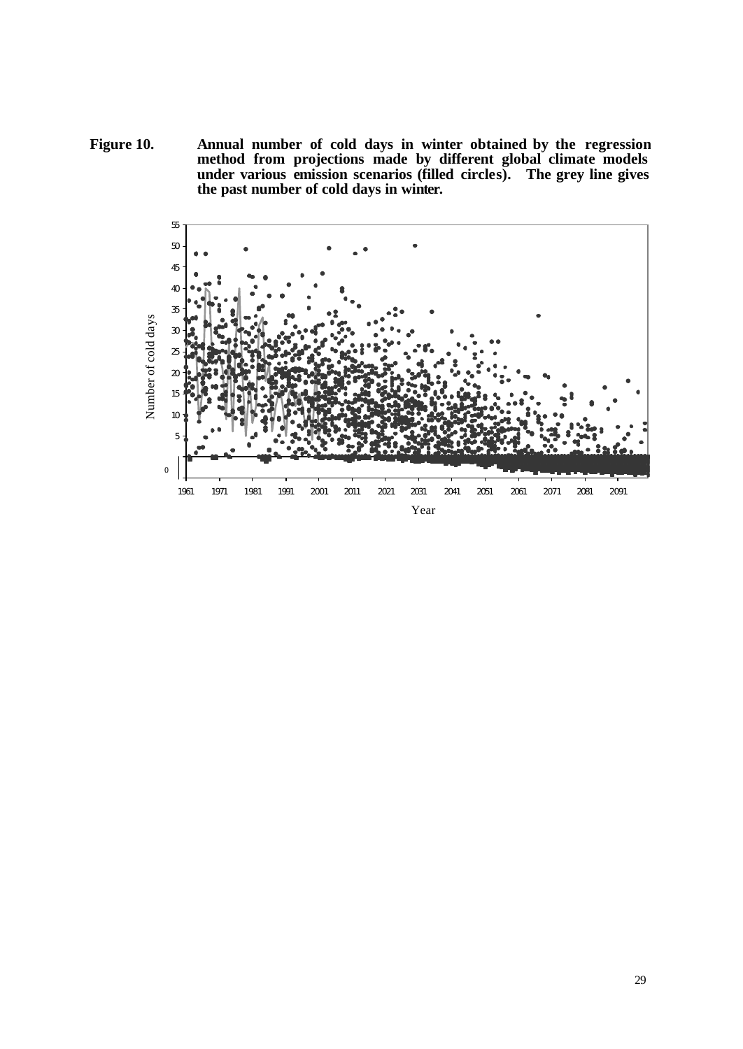**Figure 10.** **Annual number of cold days in winter obtained by the regression method from projections made by different global climate models under various emission scenarios (filled circles). The grey line gives the past number of cold days in winter.**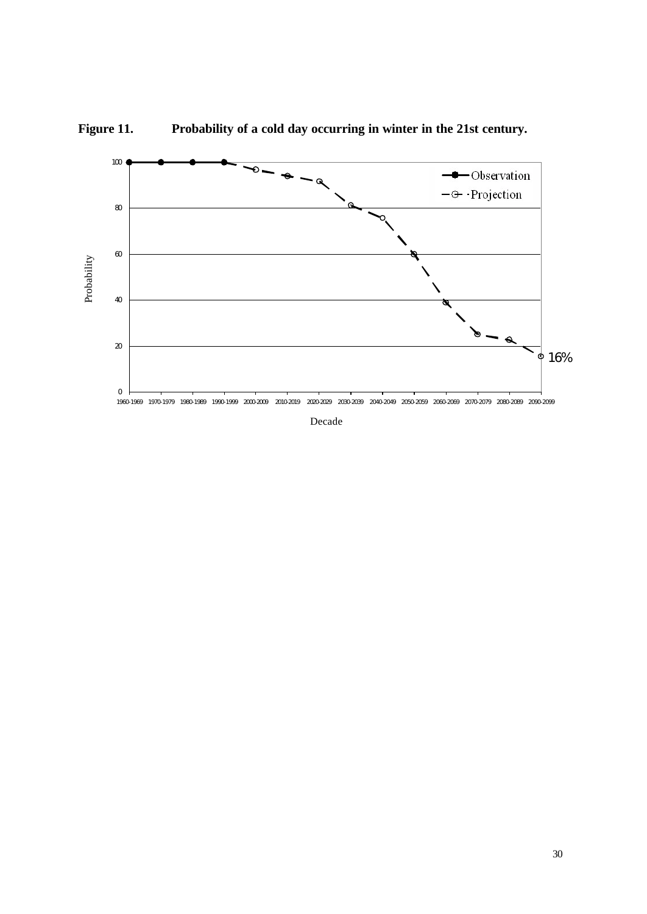**Figure 11. Probability of a cold day occurring in winter in the 21st century.**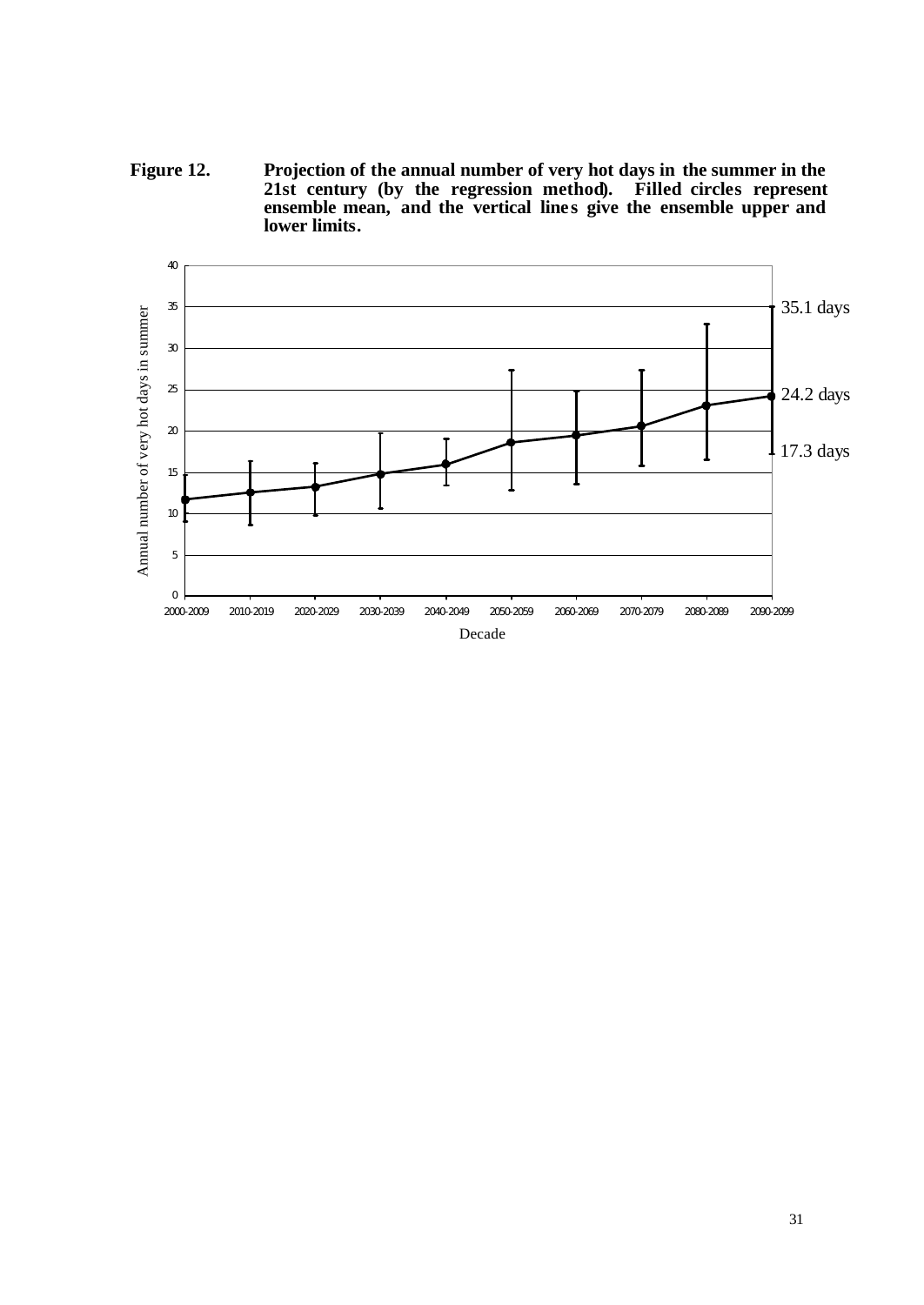**Figure 12.** **Projection of the annual number of very hot days in the summer in the 21st century (by the regression method). Filled circles represent ensemble mean, and the vertical lines give the ensemble upper and lower limits.**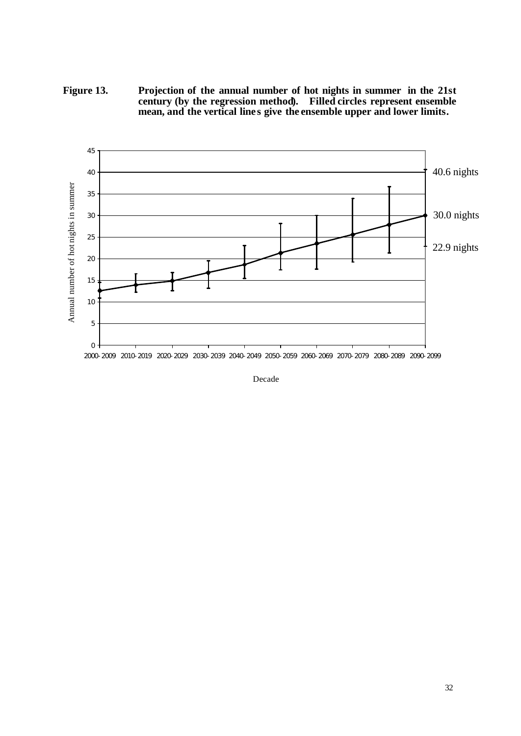**Figure 13.** **Projection of the annual number of hot nights in summer in the 21st century (by the regression method). Filled circles represent ensemble mean, and the vertical lines give the ensemble upper and lower limits.**

Annual number of hot nights in summer

0
5
10
15
20
25
30
35
40
45

2000-2009 2010-2019 2020-2029 2030-2039 2040-2049 2050-2059 2060-2069 2070-2079 2080-2089 2090-2099

Decade

40.6 nights

30.0 nights

22.9 nights